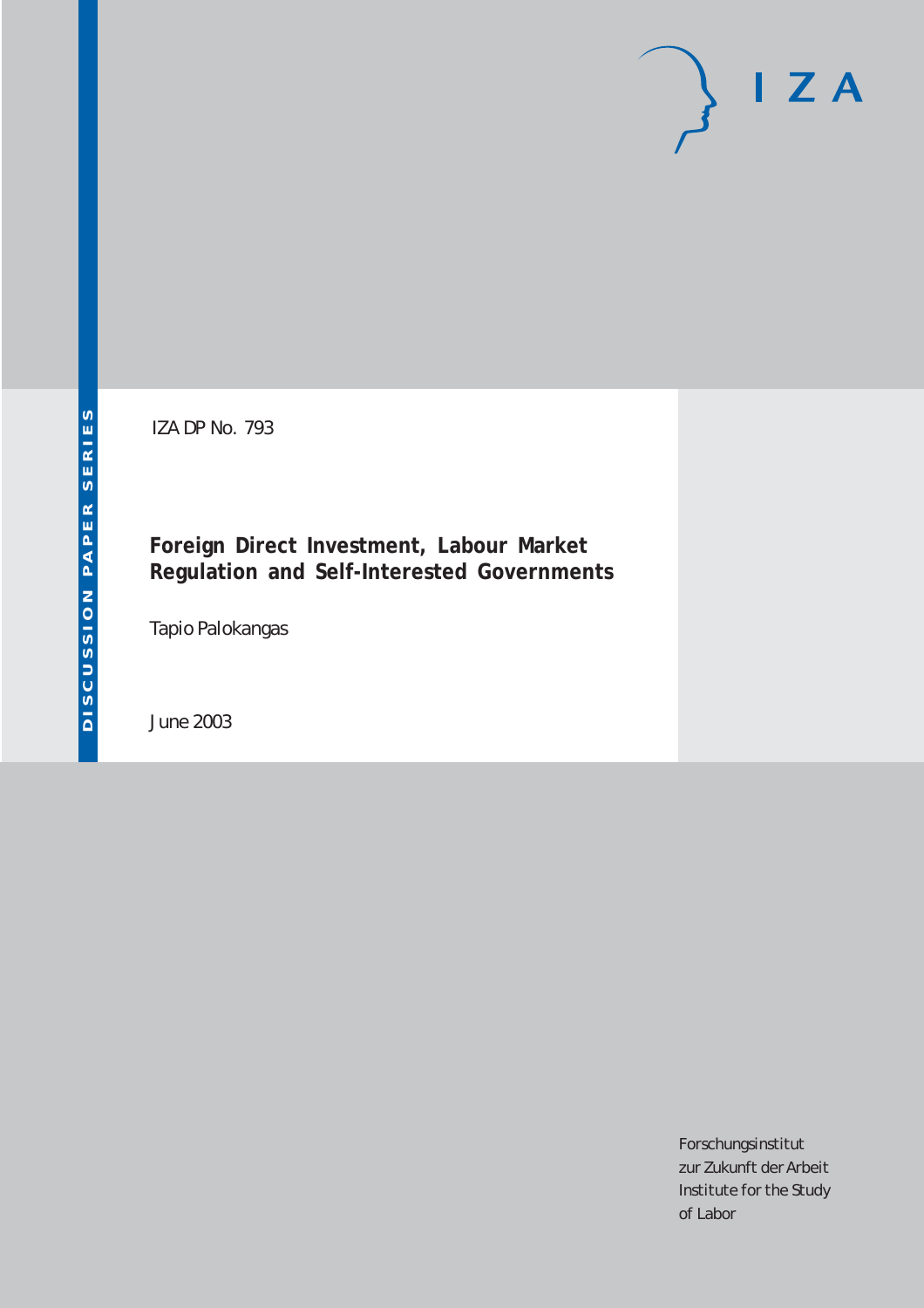DISCUSSION PAPER SERIES

IZA DP No. 793

# Foreign Direct Investment, Labour Market Regulation and Self-Interested Governments

Tapio Palokangas

June 2003

IZA

Forschungsinstitut
zur Zukunft der Arbeit
Institute for the Study
of Labor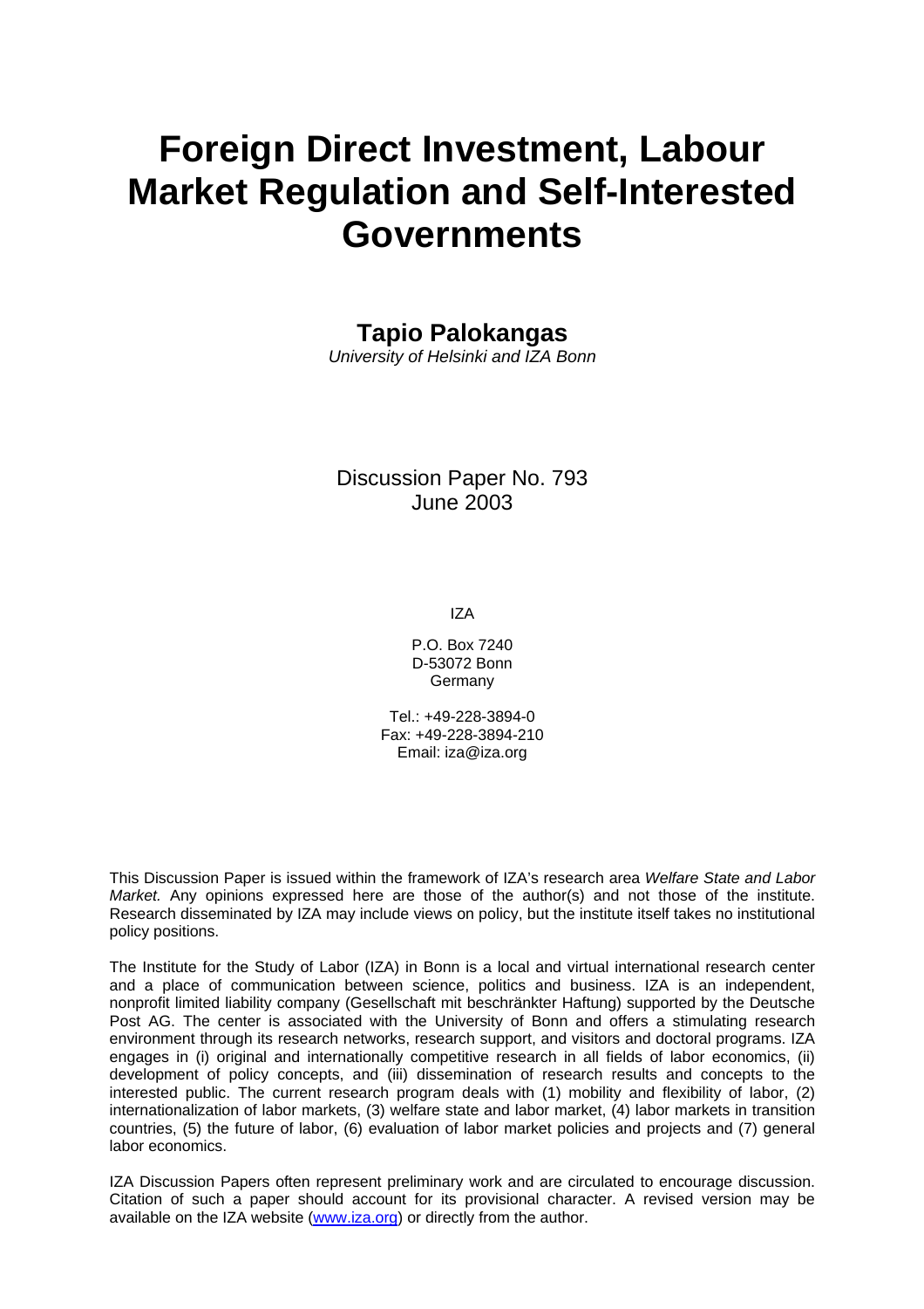# Foreign Direct Investment, Labour Market Regulation and Self-Interested Governments

## Tapio Palokangas

*University of Helsinki and IZA Bonn*

Discussion Paper No. 793
June 2003

IZA

P.O. Box 7240
D-53072 Bonn
Germany

Tel.: +49-228-3894-0
Fax: +49-228-3894-210
Email: iza@iza.org

This Discussion Paper is issued within the framework of IZA's research area *Welfare State and Labor Market.* Any opinions expressed here are those of the author(s) and not those of the institute. Research disseminated by IZA may include views on policy, but the institute itself takes no institutional policy positions.

The Institute for the Study of Labor (IZA) in Bonn is a local and virtual international research center and a place of communication between science, politics and business. IZA is an independent, nonprofit limited liability company (Gesellschaft mit beschränkter Haftung) supported by the Deutsche Post AG. The center is associated with the University of Bonn and offers a stimulating research environment through its research networks, research support, and visitors and doctoral programs. IZA engages in (i) original and internationally competitive research in all fields of labor economics, (ii) development of policy concepts, and (iii) dissemination of research results and concepts to the interested public. The current research program deals with (1) mobility and flexibility of labor, (2) internationalization of labor markets, (3) welfare state and labor market, (4) labor markets in transition countries, (5) the future of labor, (6) evaluation of labor market policies and projects and (7) general labor economics.

IZA Discussion Papers often represent preliminary work and are circulated to encourage discussion. Citation of such a paper should account for its provisional character. A revised version may be available on the IZA website (www.iza.org) or directly from the author.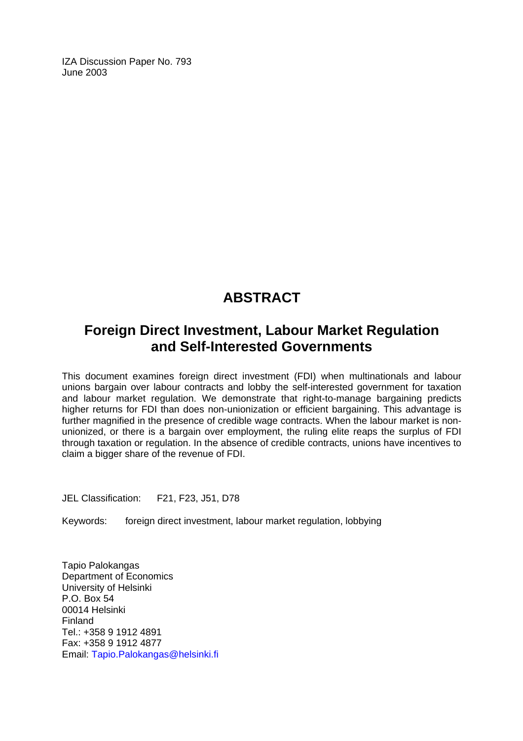IZA Discussion Paper No. 793
June 2003

# ABSTRACT

## Foreign Direct Investment, Labour Market Regulation and Self-Interested Governments

This document examines foreign direct investment (FDI) when multinationals and labour unions bargain over labour contracts and lobby the self-interested government for taxation and labour market regulation. We demonstrate that right-to-manage bargaining predicts higher returns for FDI than does non-unionization or efficient bargaining. This advantage is further magnified in the presence of credible wage contracts. When the labour market is non-unionized, or there is a bargain over employment, the ruling elite reaps the surplus of FDI through taxation or regulation. In the absence of credible contracts, unions have incentives to claim a bigger share of the revenue of FDI.

JEL Classification: F21, F23, J51, D78

Keywords: foreign direct investment, labour market regulation, lobbying

Tapio Palokangas
Department of Economics
University of Helsinki
P.O. Box 54
00014 Helsinki
Finland
Tel.: +358 9 1912 4891
Fax: +358 9 1912 4877
Email: Tapio.Palokangas@helsinki.fi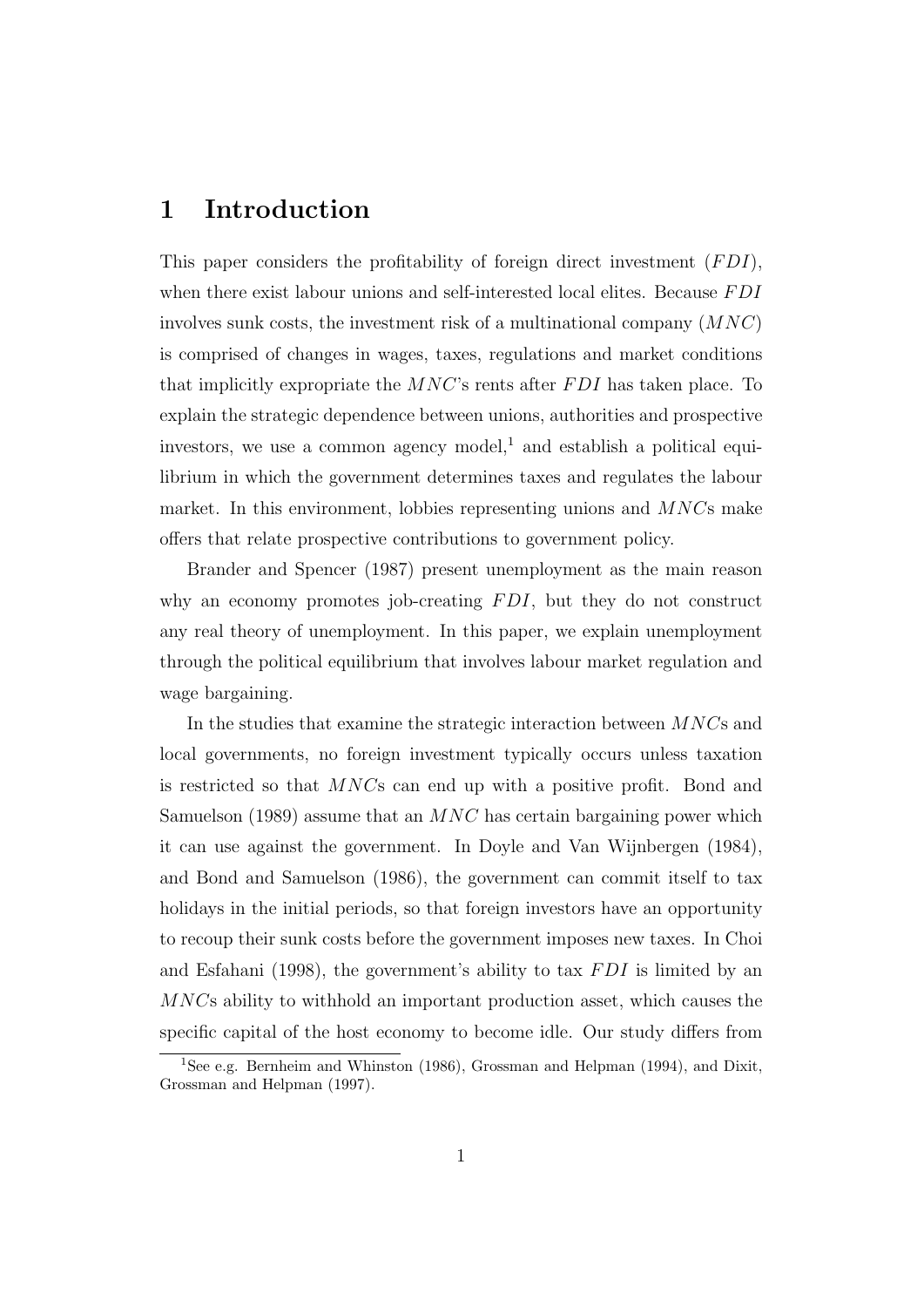# 1 Introduction

This paper considers the profitability of foreign direct investment ($FDI$), when there exist labour unions and self-interested local elites. Because $FDI$ involves sunk costs, the investment risk of a multinational company ($MNC$) is comprised of changes in wages, taxes, regulations and market conditions that implicitly expropriate the $MNC$'s rents after $FDI$ has taken place. To explain the strategic dependence between unions, authorities and prospective investors, we use a common agency model,[1] and establish a political equilibrium in which the government determines taxes and regulates the labour market. In this environment, lobbies representing unions and $MNC$s make offers that relate prospective contributions to government policy.

Brander and Spencer (1987) present unemployment as the main reason why an economy promotes job-creating $FDI$, but they do not construct any real theory of unemployment. In this paper, we explain unemployment through the political equilibrium that involves labour market regulation and wage bargaining.

In the studies that examine the strategic interaction between $MNC$s and local governments, no foreign investment typically occurs unless taxation is restricted so that $MNC$s can end up with a positive profit. Bond and Samuelson (1989) assume that an $MNC$ has certain bargaining power which it can use against the government. In Doyle and Van Wijnbergen (1984), and Bond and Samuelson (1986), the government can commit itself to tax holidays in the initial periods, so that foreign investors have an opportunity to recoup their sunk costs before the government imposes new taxes. In Choi and Esfahani (1998), the government's ability to tax $FDI$ is limited by an $MNC$s ability to withhold an important production asset, which causes the specific capital of the host economy to become idle. Our study differs from

[1] See e.g. Bernheim and Whinston (1986), Grossman and Helpman (1994), and Dixit, Grossman and Helpman (1997).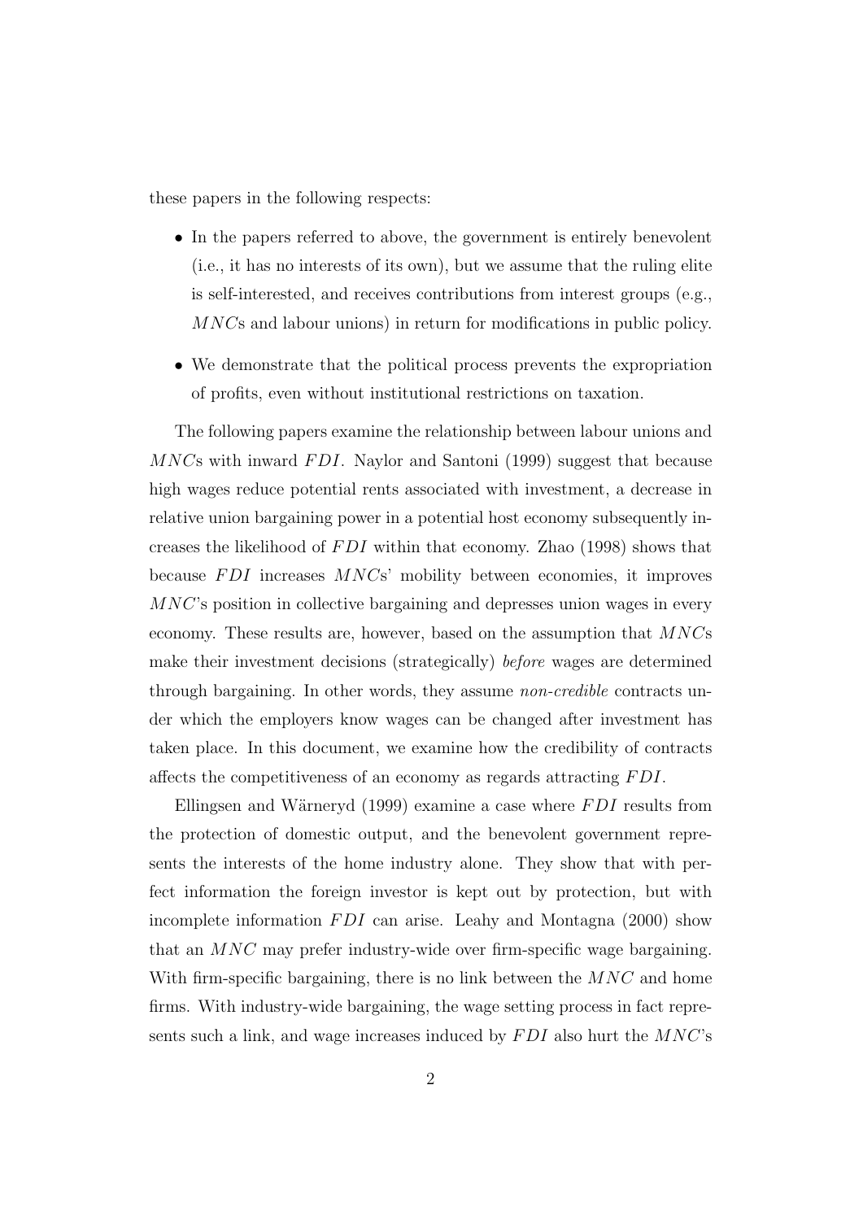these papers in the following respects:

- In the papers referred to above, the government is entirely benevolent (i.e., it has no interests of its own), but we assume that the ruling elite is self-interested, and receives contributions from interest groups (e.g., $MNC$s and labour unions) in return for modifications in public policy.
- We demonstrate that the political process prevents the expropriation of profits, even without institutional restrictions on taxation.

The following papers examine the relationship between labour unions and $MNC$s with inward $FDI$. Naylor and Santoni (1999) suggest that because high wages reduce potential rents associated with investment, a decrease in relative union bargaining power in a potential host economy subsequently increases the likelihood of $FDI$ within that economy. Zhao (1998) shows that because $FDI$ increases $MNC$s' mobility between economies, it improves $MNC$'s position in collective bargaining and depresses union wages in every economy. These results are, however, based on the assumption that $MNC$s make their investment decisions (strategically) *before* wages are determined through bargaining. In other words, they assume *non-credible* contracts under which the employers know wages can be changed after investment has taken place. In this document, we examine how the credibility of contracts affects the competitiveness of an economy as regards attracting $FDI$.

Ellingsen and Wärneryd (1999) examine a case where $FDI$ results from the protection of domestic output, and the benevolent government represents the interests of the home industry alone. They show that with perfect information the foreign investor is kept out by protection, but with incomplete information $FDI$ can arise. Leahy and Montagna (2000) show that an $MNC$ may prefer industry-wide over firm-specific wage bargaining. With firm-specific bargaining, there is no link between the $MNC$ and home firms. With industry-wide bargaining, the wage setting process in fact represents such a link, and wage increases induced by $FDI$ also hurt the $MNC$'s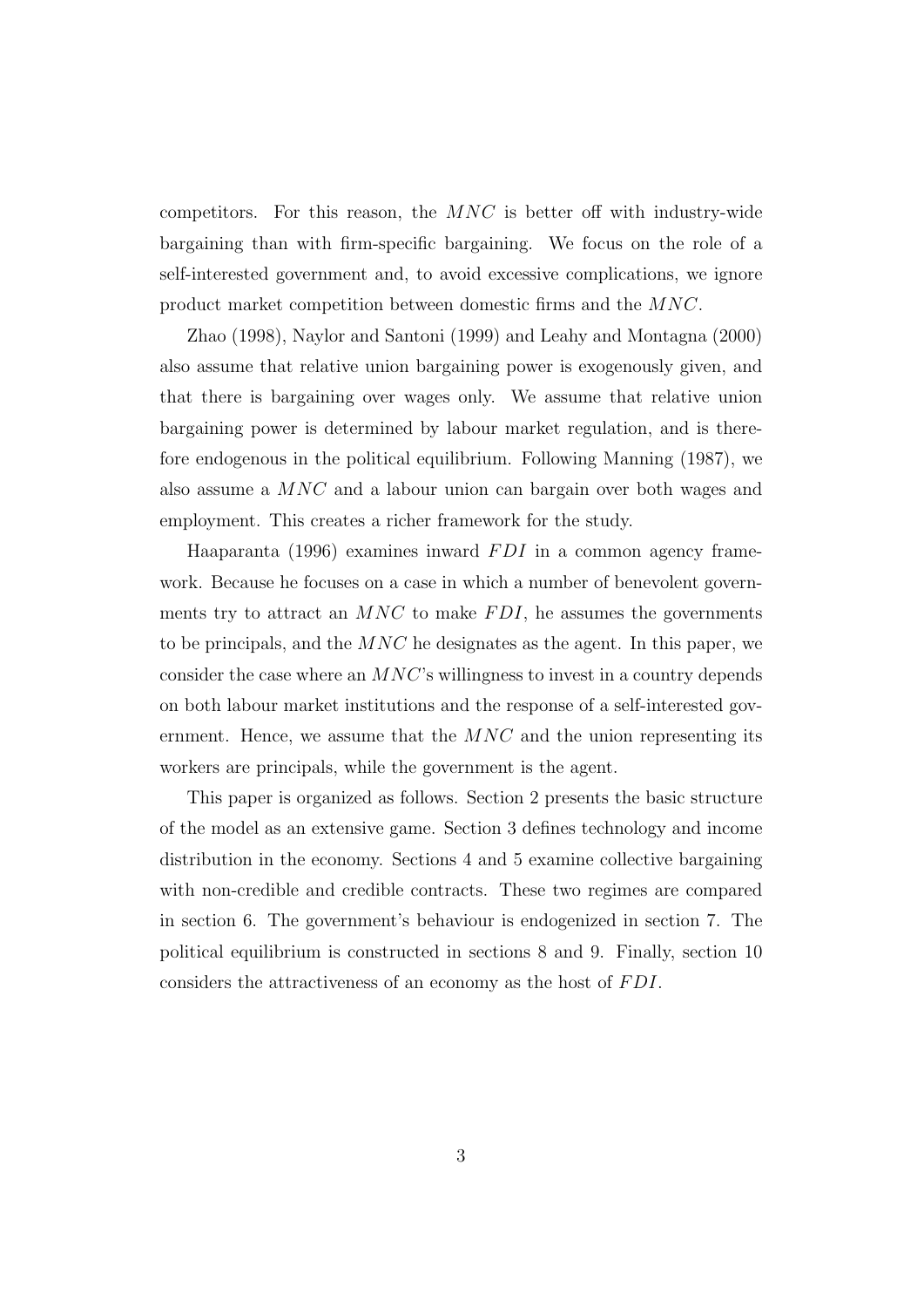competitors. For this reason, the $MNC$ is better off with industry-wide bargaining than with firm-specific bargaining. We focus on the role of a self-interested government and, to avoid excessive complications, we ignore product market competition between domestic firms and the $MNC$.

Zhao (1998), Naylor and Santoni (1999) and Leahy and Montagna (2000) also assume that relative union bargaining power is exogenously given, and that there is bargaining over wages only. We assume that relative union bargaining power is determined by labour market regulation, and is therefore endogenous in the political equilibrium. Following Manning (1987), we also assume a $MNC$ and a labour union can bargain over both wages and employment. This creates a richer framework for the study.

Haaparanta (1996) examines inward $FDI$ in a common agency framework. Because he focuses on a case in which a number of benevolent governments try to attract an $MNC$ to make $FDI$, he assumes the governments to be principals, and the $MNC$ he designates as the agent. In this paper, we consider the case where an $MNC$'s willingness to invest in a country depends on both labour market institutions and the response of a self-interested government. Hence, we assume that the $MNC$ and the union representing its workers are principals, while the government is the agent.

This paper is organized as follows. Section 2 presents the basic structure of the model as an extensive game. Section 3 defines technology and income distribution in the economy. Sections 4 and 5 examine collective bargaining with non-credible and credible contracts. These two regimes are compared in section 6. The government's behaviour is endogenized in section 7. The political equilibrium is constructed in sections 8 and 9. Finally, section 10 considers the attractiveness of an economy as the host of $FDI$.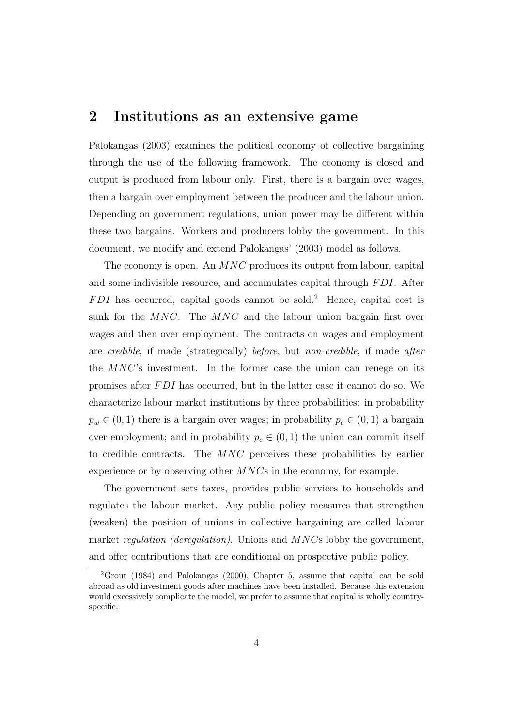## 2 Institutions as an extensive game

Palokangas (2003) examines the political economy of collective bargaining through the use of the following framework. The economy is closed and output is produced from labour only. First, there is a bargain over wages, then a bargain over employment between the producer and the labour union. Depending on government regulations, union power may be different within these two bargains. Workers and producers lobby the government. In this document, we modify and extend Palokangas' (2003) model as follows.

The economy is open. An $MNC$ produces its output from labour, capital and some indivisible resource, and accumulates capital through $FDI$. After $FDI$ has occurred, capital goods cannot be sold.[2] Hence, capital cost is sunk for the $MNC$. The $MNC$ and the labour union bargain first over wages and then over employment. The contracts on wages and employment are *credible*, if made (strategically) *before*, but *non-credible*, if made *after* the $MNC$'s investment. In the former case the union can renege on its promises after $FDI$ has occurred, but in the latter case it cannot do so. We characterize labour market institutions by three probabilities: in probability $p_w \in (0, 1)$ there is a bargain over wages; in probability $p_e \in (0, 1)$ a bargain over employment; and in probability $p_c \in (0, 1)$ the union can commit itself to credible contracts. The $MNC$ perceives these probabilities by earlier experience or by observing other $MNC$s in the economy, for example.

The government sets taxes, provides public services to households and regulates the labour market. Any public policy measures that strengthen (weaken) the position of unions in collective bargaining are called labour market *regulation (deregulation)*. Unions and $MNC$s lobby the government, and offer contributions that are conditional on prospective public policy.

---

[2] Grout (1984) and Palokangas (2000), Chapter 5, assume that capital can be sold abroad as old investment goods after machines have been installed. Because this extension would excessively complicate the model, we prefer to assume that capital is wholly country-specific.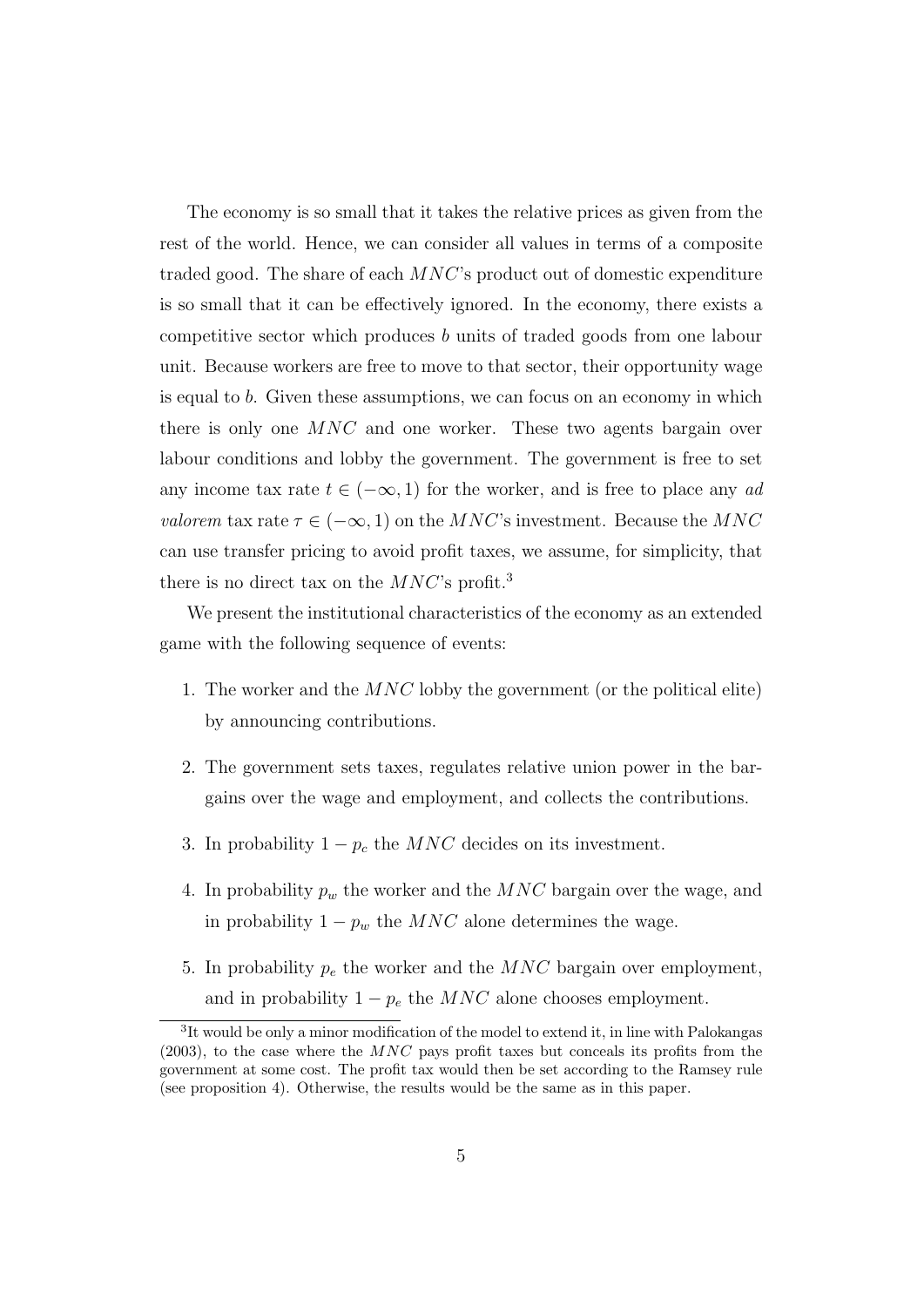The economy is so small that it takes the relative prices as given from the rest of the world. Hence, we can consider all values in terms of a composite traded good. The share of each $MNC$'s product out of domestic expenditure is so small that it can be effectively ignored. In the economy, there exists a competitive sector which produces $b$ units of traded goods from one labour unit. Because workers are free to move to that sector, their opportunity wage is equal to $b$. Given these assumptions, we can focus on an economy in which there is only one $MNC$ and one worker. These two agents bargain over labour conditions and lobby the government. The government is free to set any income tax rate $t \in (-\infty, 1)$ for the worker, and is free to place any *ad valorem* tax rate $\tau \in (-\infty, 1)$ on the $MNC$'s investment. Because the $MNC$ can use transfer pricing to avoid profit taxes, we assume, for simplicity, that there is no direct tax on the $MNC$'s profit.[3]

We present the institutional characteristics of the economy as an extended game with the following sequence of events:

1. The worker and the $MNC$ lobby the government (or the political elite) by announcing contributions.

2. The government sets taxes, regulates relative union power in the bargains over the wage and employment, and collects the contributions.

3. In probability $1 - p_c$ the $MNC$ decides on its investment.

4. In probability $p_w$ the worker and the $MNC$ bargain over the wage, and in probability $1 - p_w$ the $MNC$ alone determines the wage.

5. In probability $p_e$ the worker and the $MNC$ bargain over employment, and in probability $1 - p_e$ the $MNC$ alone chooses employment.

[3] It would be only a minor modification of the model to extend it, in line with Palokangas (2003), to the case where the $MNC$ pays profit taxes but conceals its profits from the government at some cost. The profit tax would then be set according to the Ramsey rule (see proposition 4). Otherwise, the results would be the same as in this paper.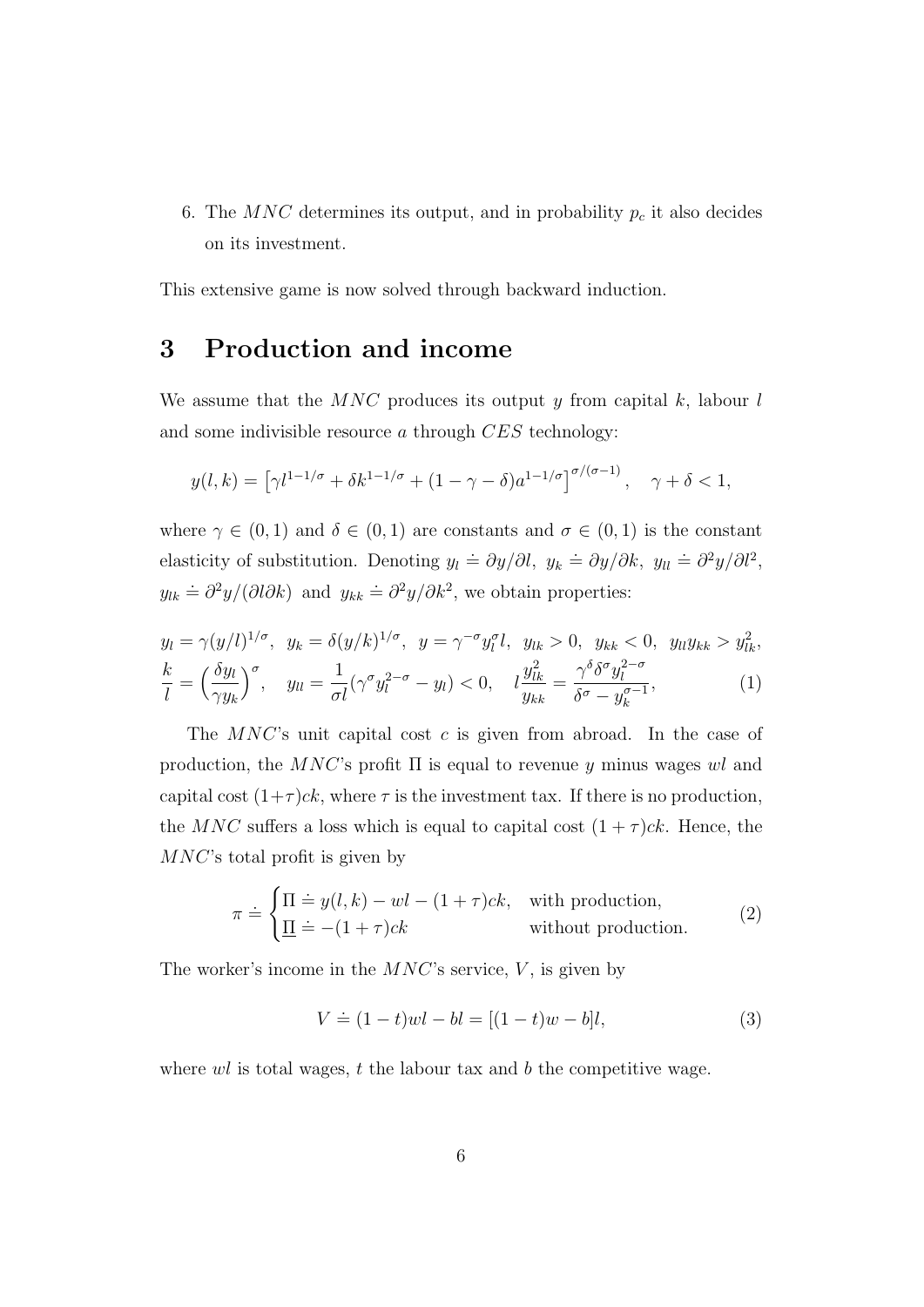6. The $MNC$ determines its output, and in probability $p_c$ it also decides on its investment.

This extensive game is now solved through backward induction.

# 3 Production and income

We assume that the $MNC$ produces its output $y$ from capital $k$, labour $l$ and some indivisible resource $a$ through $CES$ technology:

$$y(l,k) = \left[\gamma l^{1-1/\sigma} + \delta k^{1-1/\sigma} + (1-\gamma-\delta)a^{1-1/\sigma}\right]^{\sigma/(\sigma-1)}, \quad \gamma+\delta<1,$$

where $\gamma \in (0,1)$ and $\delta \in (0,1)$ are constants and $\sigma \in (0,1)$ is the constant elasticity of substitution. Denoting $y_l \doteq \partial y/\partial l$, $y_k \doteq \partial y/\partial k$, $y_{ll} \doteq \partial^2 y/\partial l^2$, $y_{lk} \doteq \partial^2 y/(\partial l \partial k)$ and $y_{kk} \doteq \partial^2 y/\partial k^2$, we obtain properties:

$$\begin{aligned}
&y_l = \gamma(y/l)^{1/\sigma}, \;\; y_k = \delta(y/k)^{1/\sigma}, \;\; y = \gamma^{-\sigma} y_l^\sigma l, \;\; y_{lk} > 0, \;\; y_{kk} < 0, \;\; y_{ll} y_{kk} > y_{lk}^2, \\
&\frac{k}{l} = \Big(\frac{\delta y_l}{\gamma y_k}\Big)^\sigma, \quad y_{ll} = \frac{1}{\sigma l}(\gamma^\sigma y_l^{2-\sigma} - y_l) < 0, \quad l\frac{y_{lk}^2}{y_{kk}} = \frac{\gamma^\delta \delta^\sigma y_l^{2-\sigma}}{\delta^\sigma - y_k^{\sigma-1}},
\end{aligned} \tag{1}$$

The $MNC$'s unit capital cost $c$ is given from abroad. In the case of production, the $MNC$'s profit $\Pi$ is equal to revenue $y$ minus wages $wl$ and capital cost $(1+\tau)ck$, where $\tau$ is the investment tax. If there is no production, the $MNC$ suffers a loss which is equal to capital cost $(1+\tau)ck$. Hence, the $MNC$'s total profit is given by

$$\pi \doteq \begin{cases} \Pi \doteq y(l,k) - wl - (1+\tau)ck, & \text{with production}, \\ \underline{\Pi} \doteq -(1+\tau)ck & \text{without production}. \end{cases} \tag{2}$$

The worker's income in the $MNC$'s service, $V$, is given by

$$V \doteq (1-t)wl - bl = [(1-t)w - b]l, \tag{3}$$

where $wl$ is total wages, $t$ the labour tax and $b$ the competitive wage.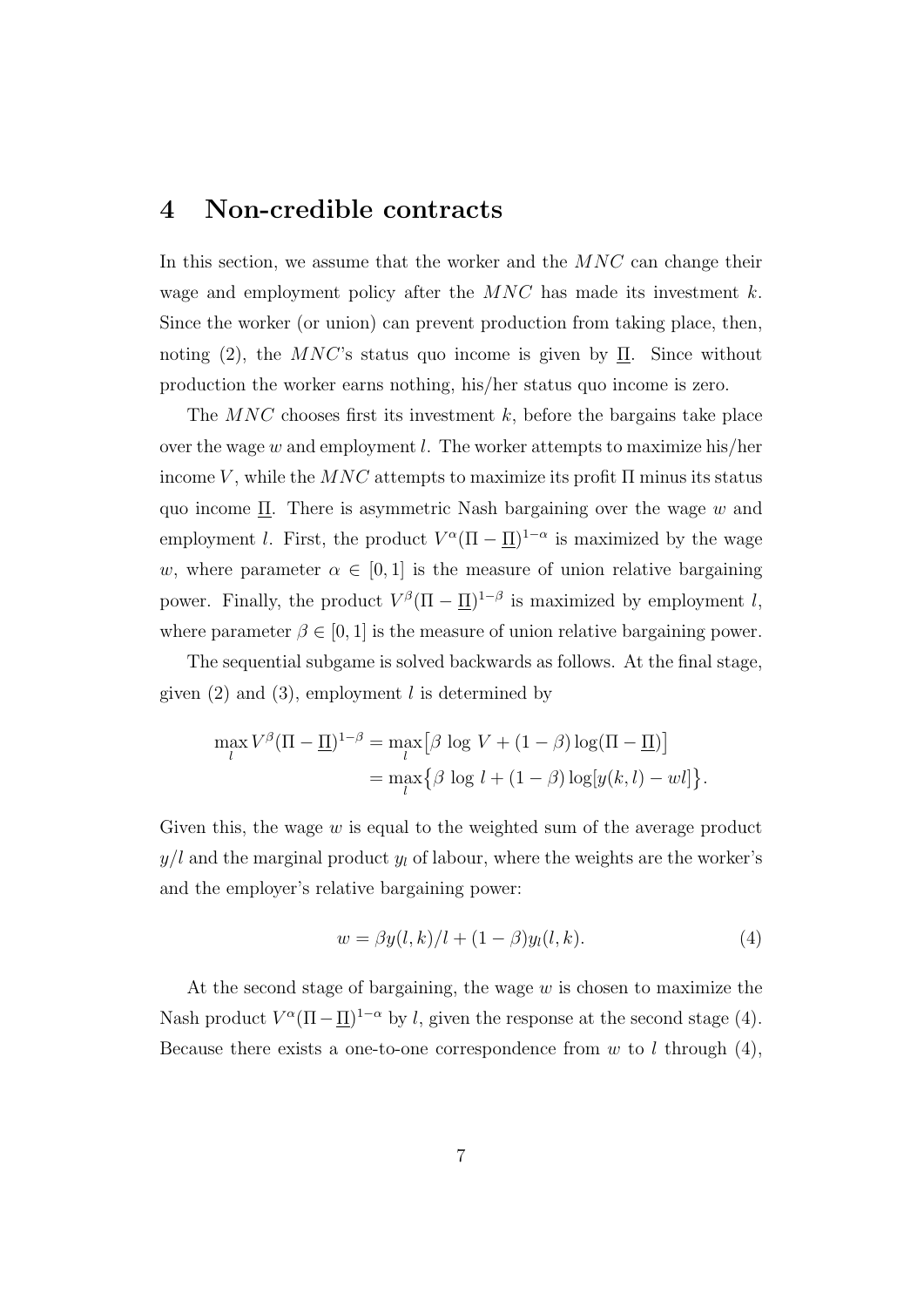# 4 Non-credible contracts

In this section, we assume that the worker and the $MNC$ can change their wage and employment policy after the $MNC$ has made its investment $k$. Since the worker (or union) can prevent production from taking place, then, noting (2), the $MNC$'s status quo income is given by $\underline{\Pi}$. Since without production the worker earns nothing, his/her status quo income is zero.

The $MNC$ chooses first its investment $k$, before the bargains take place over the wage $w$ and employment $l$. The worker attempts to maximize his/her income $V$, while the $MNC$ attempts to maximize its profit $\Pi$ minus its status quo income $\underline{\Pi}$. There is asymmetric Nash bargaining over the wage $w$ and employment $l$. First, the product $V^{\alpha}(\Pi - \underline{\Pi})^{1-\alpha}$ is maximized by the wage $w$, where parameter $\alpha \in [0, 1]$ is the measure of union relative bargaining power. Finally, the product $V^{\beta}(\Pi - \underline{\Pi})^{1-\beta}$ is maximized by employment $l$, where parameter $\beta \in [0, 1]$ is the measure of union relative bargaining power.

The sequential subgame is solved backwards as follows. At the final stage, given (2) and (3), employment $l$ is determined by

$$\begin{aligned}
\max_{l} V^{\beta}(\Pi - \underline{\Pi})^{1-\beta} &= \max_{l}\big[\beta \log V + (1-\beta)\log(\Pi - \underline{\Pi})\big] \\
&= \max_{l}\big\{\beta \log l + (1-\beta)\log[y(k, l) - wl]\big\}.
\end{aligned}$$

Given this, the wage $w$ is equal to the weighted sum of the average product $y/l$ and the marginal product $y_l$ of labour, where the weights are the worker's and the employer's relative bargaining power:

$$w = \beta y(l, k)/l + (1-\beta)y_l(l, k). \tag{4}$$

At the second stage of bargaining, the wage $w$ is chosen to maximize the Nash product $V^{\alpha}(\Pi - \underline{\Pi})^{1-\alpha}$ by $l$, given the response at the second stage (4). Because there exists a one-to-one correspondence from $w$ to $l$ through (4),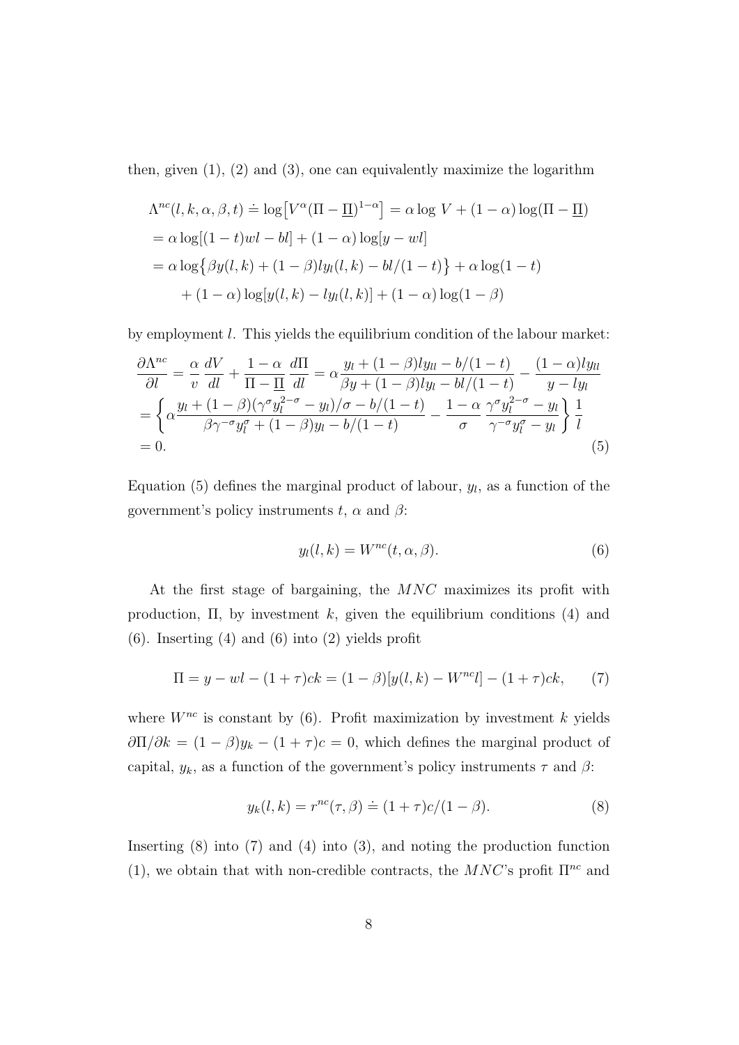then, given (1), (2) and (3), one can equivalently maximize the logarithm

$$
\begin{aligned}
\Lambda^{nc}(l,k,\alpha,\beta,t) &\doteq \log\bigl[V^{\alpha}(\Pi-\underline{\Pi})^{1-\alpha}\bigr] = \alpha \log\, V + (1-\alpha)\log(\Pi-\underline{\Pi}) \\
&= \alpha\log[(1-t)wl - bl] + (1-\alpha)\log[y-wl] \\
&= \alpha\log\bigl\{\beta y(l,k) + (1-\beta)l y_l(l,k) - bl/(1-t)\bigr\} + \alpha\log(1-t) \\
&\quad + (1-\alpha)\log[y(l,k) - l y_l(l,k)] + (1-\alpha)\log(1-\beta)
\end{aligned}
$$

by employment $l$. This yields the equilibrium condition of the labour market:

$$
\begin{aligned}
\frac{\partial\Lambda^{nc}}{\partial l} &= \frac{\alpha}{v}\,\frac{dV}{dl} + \frac{1-\alpha}{\Pi-\underline{\Pi}}\,\frac{d\Pi}{dl} = \alpha\frac{y_l + (1-\beta)l y_{ll} - b/(1-t)}{\beta y + (1-\beta)l y_l - bl/(1-t)} - \frac{(1-\alpha)l y_{ll}}{y - l y_l} \\
&= \left\{\alpha\frac{y_l + (1-\beta)(\gamma^{\sigma}y_l^{2-\sigma} - y_l)/\sigma - b/(1-t)}{\beta\gamma^{-\sigma}y_l^{\sigma} + (1-\beta)y_l - b/(1-t)} - \frac{1-\alpha}{\sigma}\,\frac{\gamma^{\sigma}y_l^{2-\sigma} - y_l}{\gamma^{-\sigma}y_l^{\sigma} - y_l}\right\}\frac{1}{l} \\
&= 0. \qquad\qquad (5)
\end{aligned}
$$

Equation (5) defines the marginal product of labour, $y_l$, as a function of the government's policy instruments $t$, $\alpha$ and $\beta$:

$$
y_l(l,k) = W^{nc}(t,\alpha,\beta). \qquad (6)
$$

At the first stage of bargaining, the $MNC$ maximizes its profit with production, $\Pi$, by investment $k$, given the equilibrium conditions (4) and (6). Inserting (4) and (6) into (2) yields profit

$$
\Pi = y - wl - (1+\tau)ck = (1-\beta)[y(l,k) - W^{nc}l] - (1+\tau)ck, \qquad (7)
$$

where $W^{nc}$ is constant by (6). Profit maximization by investment $k$ yields $\partial\Pi/\partial k = (1-\beta)y_k - (1+\tau)c = 0$, which defines the marginal product of capital, $y_k$, as a function of the government's policy instruments $\tau$ and $\beta$:

$$
y_k(l,k) = r^{nc}(\tau,\beta) \doteq (1+\tau)c/(1-\beta). \qquad (8)
$$

Inserting (8) into (7) and (4) into (3), and noting the production function (1), we obtain that with non-credible contracts, the $MNC$'s profit $\Pi^{nc}$ and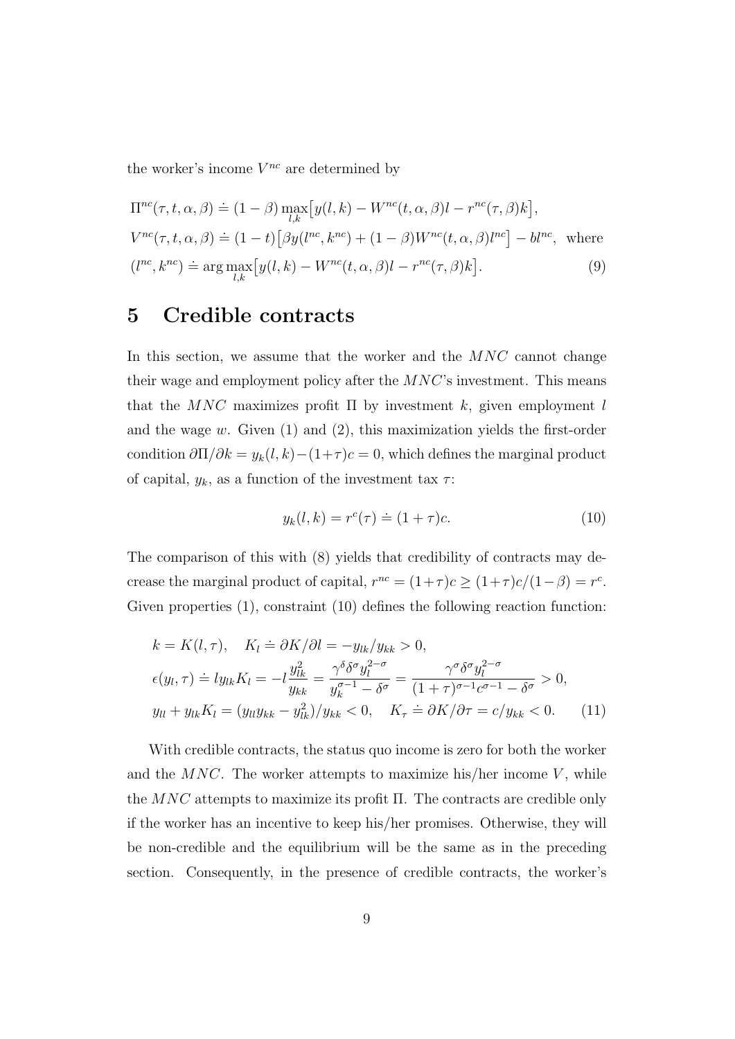the worker's income $V^{nc}$ are determined by

$$
\begin{aligned}
&\Pi^{nc}(\tau,t,\alpha,\beta) \doteq (1-\beta)\max_{l,k}\big[y(l,k) - W^{nc}(t,\alpha,\beta)l - r^{nc}(\tau,\beta)k\big],\\
&V^{nc}(\tau,t,\alpha,\beta) \doteq (1-t)\big[\beta y(l^{nc},k^{nc}) + (1-\beta)W^{nc}(t,\alpha,\beta)l^{nc}\big] - bl^{nc}, \text{ where}\\
&(l^{nc},k^{nc}) \doteq \arg\max_{l,k}\big[y(l,k) - W^{nc}(t,\alpha,\beta)l - r^{nc}(\tau,\beta)k\big]. \qquad (9)
\end{aligned}
$$

# 5 Credible contracts

In this section, we assume that the worker and the $MNC$ cannot change their wage and employment policy after the $MNC$'s investment. This means that the $MNC$ maximizes profit $\Pi$ by investment $k$, given employment $l$ and the wage $w$. Given (1) and (2), this maximization yields the first-order condition $\partial\Pi/\partial k = y_k(l,k) - (1+\tau)c = 0$, which defines the marginal product of capital, $y_k$, as a function of the investment tax $\tau$:

$$
y_k(l,k) = r^c(\tau) \doteq (1+\tau)c. \qquad (10)
$$

The comparison of this with (8) yields that credibility of contracts may decrease the marginal product of capital, $r^{nc} = (1+\tau)c \geq (1+\tau)c/(1-\beta) = r^c$. Given properties (1), constraint (10) defines the following reaction function:

$$
\begin{aligned}
&k = K(l,\tau), \quad K_l \doteq \partial K/\partial l = -y_{lk}/y_{kk} > 0,\\
&\epsilon(y_l,\tau) \doteq l y_{lk} K_l = -l\frac{y_{lk}^2}{y_{kk}} = \frac{\gamma^\delta \delta^\sigma y_l^{2-\sigma}}{y_k^{\sigma-1} - \delta^\sigma} = \frac{\gamma^\sigma \delta^\sigma y_l^{2-\sigma}}{(1+\tau)^{\sigma-1}c^{\sigma-1} - \delta^\sigma} > 0,\\
&y_{ll} + y_{lk}K_l = (y_{ll}y_{kk} - y_{lk}^2)/y_{kk} < 0, \quad K_\tau \doteq \partial K/\partial\tau = c/y_{kk} < 0. \qquad (11)
\end{aligned}
$$

With credible contracts, the status quo income is zero for both the worker and the $MNC$. The worker attempts to maximize his/her income $V$, while the $MNC$ attempts to maximize its profit $\Pi$. The contracts are credible only if the worker has an incentive to keep his/her promises. Otherwise, they will be non-credible and the equilibrium will be the same as in the preceding section. Consequently, in the presence of credible contracts, the worker's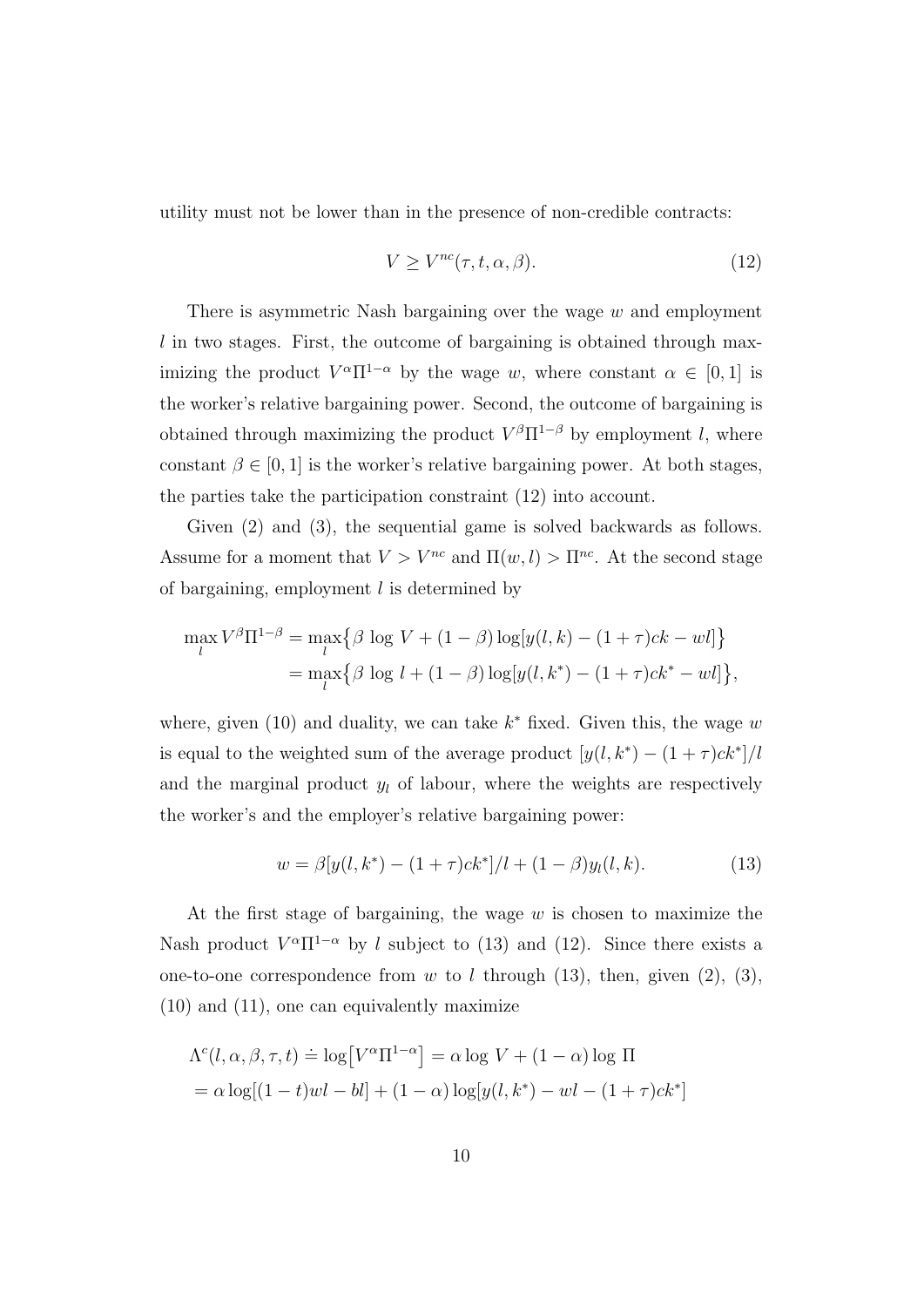utility must not be lower than in the presence of non-credible contracts:

$$V \geq V^{nc}(\tau, t, \alpha, \beta). \tag{12}$$

There is asymmetric Nash bargaining over the wage $w$ and employment $l$ in two stages. First, the outcome of bargaining is obtained through maximizing the product $V^{\alpha}\Pi^{1-\alpha}$ by the wage $w$, where constant $\alpha \in [0,1]$ is the worker's relative bargaining power. Second, the outcome of bargaining is obtained through maximizing the product $V^{\beta}\Pi^{1-\beta}$ by employment $l$, where constant $\beta \in [0,1]$ is the worker's relative bargaining power. At both stages, the parties take the participation constraint (12) into account.

Given (2) and (3), the sequential game is solved backwards as follows. Assume for a moment that $V > V^{nc}$ and $\Pi(w,l) > \Pi^{nc}$. At the second stage of bargaining, employment $l$ is determined by

$$\begin{aligned}
\max_{l} V^{\beta}\Pi^{1-\beta} &= \max_{l}\big\{\beta \log V + (1-\beta)\log[y(l,k) - (1+\tau)ck - wl]\big\} \\
&= \max_{l}\big\{\beta \log l + (1-\beta)\log[y(l,k^*) - (1+\tau)ck^* - wl]\big\},
\end{aligned}$$

where, given (10) and duality, we can take $k^*$ fixed. Given this, the wage $w$ is equal to the weighted sum of the average product $[y(l,k^*) - (1+\tau)ck^*]/l$ and the marginal product $y_l$ of labour, where the weights are respectively the worker's and the employer's relative bargaining power:

$$w = \beta[y(l,k^*) - (1+\tau)ck^*]/l + (1-\beta)y_l(l,k). \tag{13}$$

At the first stage of bargaining, the wage $w$ is chosen to maximize the Nash product $V^{\alpha}\Pi^{1-\alpha}$ by $l$ subject to (13) and (12). Since there exists a one-to-one correspondence from $w$ to $l$ through (13), then, given (2), (3), (10) and (11), one can equivalently maximize

$$\begin{aligned}
&\Lambda^c(l,\alpha,\beta,\tau,t) \doteq \log\big[V^{\alpha}\Pi^{1-\alpha}\big] = \alpha \log V + (1-\alpha)\log \Pi \\
&= \alpha \log[(1-t)wl - bl] + (1-\alpha)\log[y(l,k^*) - wl - (1+\tau)ck^*]
\end{aligned}$$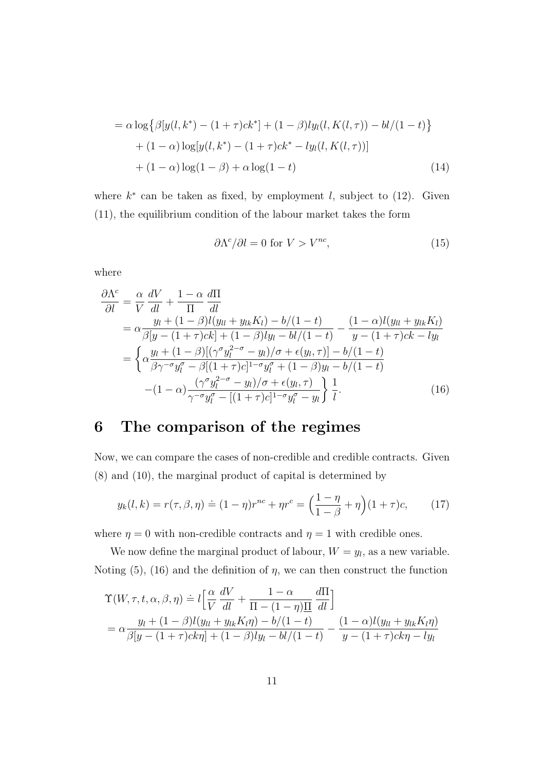$$
\begin{aligned}
&= \alpha \log\big\{\beta[y(l,k^*) - (1+\tau)ck^*] + (1-\beta)ly_l(l,K(l,\tau)) - bl/(1-t)\big\} \\
&\quad + (1-\alpha)\log[y(l,k^*) - (1+\tau)ck^* - ly_l(l,K(l,\tau))] \\
&\quad + (1-\alpha)\log(1-\beta) + \alpha\log(1-t)
\end{aligned}
\tag{14}
$$

where $k^*$ can be taken as fixed, by employment $l$, subject to (12). Given (11), the equilibrium condition of the labour market takes the form

$$
\partial\Lambda^c/\partial l = 0 \text{ for } V > V^{nc}, \tag{15}
$$

where

$$
\begin{aligned}
\frac{\partial\Lambda^c}{\partial l} &= \frac{\alpha}{V}\frac{dV}{dl} + \frac{1-\alpha}{\Pi}\frac{d\Pi}{dl} \\
&= \alpha\frac{y_l + (1-\beta)l(y_{ll} + y_{lk}K_l) - b/(1-t)}{\beta[y-(1+\tau)ck] + (1-\beta)ly_l - bl/(1-t)} - \frac{(1-\alpha)l(y_{ll}+y_{lk}K_l)}{y-(1+\tau)ck - ly_l} \\
&= \left\{\alpha\frac{y_l + (1-\beta)[(\gamma^\sigma y_l^{2-\sigma} - y_l)/\sigma + \epsilon(y_l,\tau)] - b/(1-t)}{\beta\gamma^{-\sigma}y_l^\sigma - \beta[(1+\tau)c]^{1-\sigma}y_l^\sigma + (1-\beta)y_l - b/(1-t)}\right. \\
&\qquad \left. -(1-\alpha)\frac{(\gamma^\sigma y_l^{2-\sigma} - y_l)/\sigma + \epsilon(y_l,\tau)}{\gamma^{-\sigma}y_l^\sigma - [(1+\tau)c]^{1-\sigma}y_l^\sigma - y_l}\right\}\frac{1}{l}.
\end{aligned}
\tag{16}
$$

# 6 The comparison of the regimes

Now, we can compare the cases of non-credible and credible contracts. Given (8) and (10), the marginal product of capital is determined by

$$
y_k(l,k) = r(\tau,\beta,\eta) \doteq (1-\eta)r^{nc} + \eta r^c = \Big(\frac{1-\eta}{1-\beta} + \eta\Big)(1+\tau)c, \tag{17}
$$

where $\eta = 0$ with non-credible contracts and $\eta = 1$ with credible ones.

We now define the marginal product of labour, $W = y_l$, as a new variable. Noting (5), (16) and the definition of $\eta$, we can then construct the function

$$
\begin{aligned}
\Upsilon(W,\tau,t,\alpha,\beta,\eta) &\doteq l\Big[\frac{\alpha}{V}\frac{dV}{dl} + \frac{1-\alpha}{\Pi - (1-\eta)\underline{\Pi}}\frac{d\Pi}{dl}\Big] \\
&= \alpha\frac{y_l + (1-\beta)l(y_{ll} + y_{lk}K_l\eta) - b/(1-t)}{\beta[y-(1+\tau)ck\eta] + (1-\beta)ly_l - bl/(1-t)} - \frac{(1-\alpha)l(y_{ll} + y_{lk}K_l\eta)}{y - (1+\tau)ck\eta - ly_l}
\end{aligned}
$$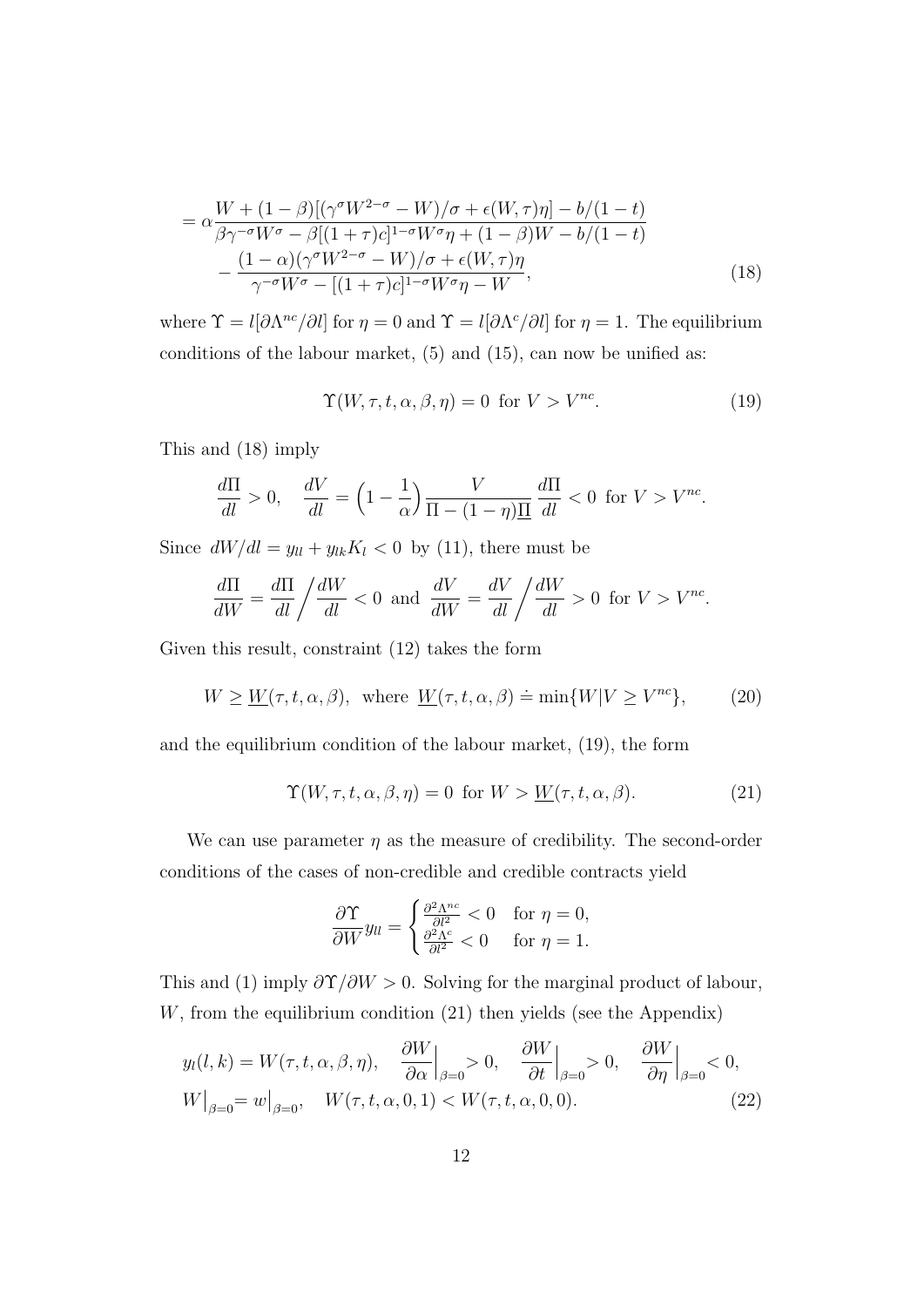$$= \alpha \frac{W + (1-\beta)[(\gamma^\sigma W^{2-\sigma} - W)/\sigma + \epsilon(W,\tau)\eta] - b/(1-t)}{\beta\gamma^{-\sigma}W^\sigma - \beta[(1+\tau)c]^{1-\sigma}W^\sigma\eta + (1-\beta)W - b/(1-t)} - \frac{(1-\alpha)(\gamma^\sigma W^{2-\sigma} - W)/\sigma + \epsilon(W,\tau)\eta}{\gamma^{-\sigma}W^\sigma - [(1+\tau)c]^{1-\sigma}W^\sigma\eta - W}, \tag{18}$$

where $\Upsilon = l[\partial\Lambda^{nc}/\partial l]$ for $\eta = 0$ and $\Upsilon = l[\partial\Lambda^{c}/\partial l]$ for $\eta = 1$. The equilibrium conditions of the labour market, (5) and (15), can now be unified as:

$$\Upsilon(W, \tau, t, \alpha, \beta, \eta) = 0 \text{ for } V > V^{nc}. \tag{19}$$

This and (18) imply

$$\frac{d\Pi}{dl} > 0, \quad \frac{dV}{dl} = \Big(1 - \frac{1}{\alpha}\Big)\frac{V}{\Pi - (1-\eta)\underline{\Pi}}\frac{d\Pi}{dl} < 0 \text{ for } V > V^{nc}.$$

Since $dW/dl = y_{ll} + y_{lk}K_l < 0$ by (11), there must be

$$\frac{d\Pi}{dW} = \frac{d\Pi}{dl}\Big/\frac{dW}{dl} < 0 \text{ and } \frac{dV}{dW} = \frac{dV}{dl}\Big/\frac{dW}{dl} > 0 \text{ for } V > V^{nc}.$$

Given this result, constraint (12) takes the form

$$W \geq \underline{W}(\tau, t, \alpha, \beta), \text{ where } \underline{W}(\tau, t, \alpha, \beta) \doteq \min\{W | V \geq V^{nc}\}, \tag{20}$$

and the equilibrium condition of the labour market, (19), the form

$$\Upsilon(W, \tau, t, \alpha, \beta, \eta) = 0 \text{ for } W > \underline{W}(\tau, t, \alpha, \beta). \tag{21}$$

We can use parameter $\eta$ as the measure of credibility. The second-order conditions of the cases of non-credible and credible contracts yield

$$\frac{\partial\Upsilon}{\partial W}y_{ll} = \begin{cases} \frac{\partial^2\Lambda^{nc}}{\partial l^2} < 0 & \text{for } \eta = 0, \\ \frac{\partial^2\Lambda^{c}}{\partial l^2} < 0 & \text{for } \eta = 1. \end{cases}$$

This and (1) imply $\partial\Upsilon/\partial W > 0$. Solving for the marginal product of labour, $W$, from the equilibrium condition (21) then yields (see the Appendix)

$$y_l(l,k) = W(\tau, t, \alpha, \beta, \eta), \quad \frac{\partial W}{\partial \alpha}\Big|_{\beta=0} > 0, \quad \frac{\partial W}{\partial t}\Big|_{\beta=0} > 0, \quad \frac{\partial W}{\partial \eta}\Big|_{\beta=0} < 0,$$
$$W\big|_{\beta=0} = w\big|_{\beta=0}, \quad W(\tau, t, \alpha, 0, 1) < W(\tau, t, \alpha, 0, 0). \tag{22}$$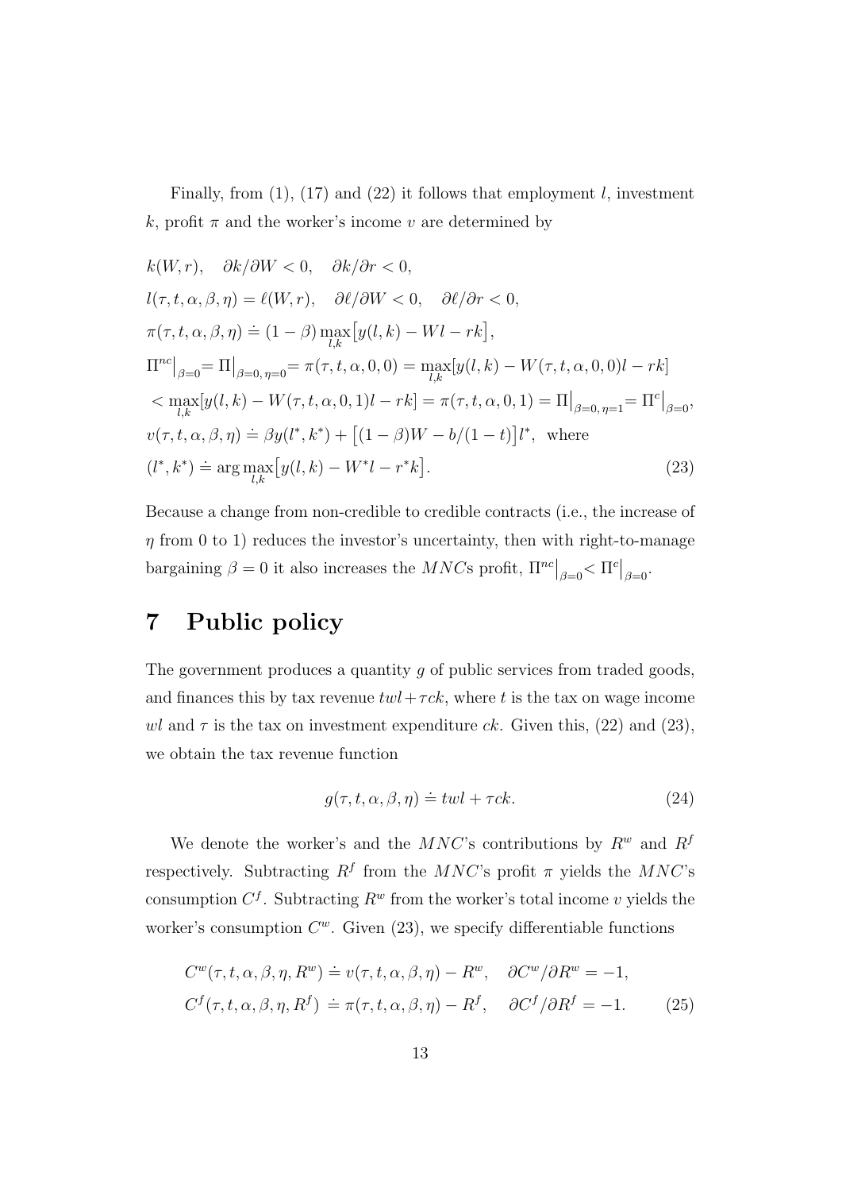Finally, from (1), (17) and (22) it follows that employment $l$, investment $k$, profit $\pi$ and the worker's income $v$ are determined by

$$
\begin{aligned}
&k(W,r), \quad \partial k/\partial W < 0, \quad \partial k/\partial r < 0, \\
&l(\tau,t,\alpha,\beta,\eta) = \ell(W,r), \quad \partial \ell/\partial W < 0, \quad \partial \ell/\partial r < 0, \\
&\pi(\tau,t,\alpha,\beta,\eta) \doteq (1-\beta)\max_{l,k}\big[y(l,k) - Wl - rk\big], \\
&\Pi^{nc}\big|_{\beta=0} = \Pi\big|_{\beta=0,\,\eta=0} = \pi(\tau,t,\alpha,0,0) = \max_{l,k}[y(l,k) - W(\tau,t,\alpha,0,0)l - rk] \\
&< \max_{l,k}[y(l,k) - W(\tau,t,\alpha,0,1)l - rk] = \pi(\tau,t,\alpha,0,1) = \Pi\big|_{\beta=0,\,\eta=1} = \Pi^{c}\big|_{\beta=0}, \\
&v(\tau,t,\alpha,\beta,\eta) \doteq \beta y(l^*,k^*) + \big[(1-\beta)W - b/(1-t)\big]l^*, \text{ where} \\
&(l^*,k^*) \doteq \arg\max_{l,k}\big[y(l,k) - W^*l - r^*k\big].
\end{aligned} \tag{23}
$$

Because a change from non-credible to credible contracts (i.e., the increase of $\eta$ from 0 to 1) reduces the investor's uncertainty, then with right-to-manage bargaining $\beta = 0$ it also increases the $MNC$s profit, $\Pi^{nc}\big|_{\beta=0} < \Pi^{c}\big|_{\beta=0}$.

# 7 Public policy

The government produces a quantity $g$ of public services from traded goods, and finances this by tax revenue $twl + \tau ck$, where $t$ is the tax on wage income $wl$ and $\tau$ is the tax on investment expenditure $ck$. Given this, (22) and (23), we obtain the tax revenue function

$$
g(\tau,t,\alpha,\beta,\eta) \doteq twl + \tau ck. \tag{24}
$$

We denote the worker's and the $MNC$'s contributions by $R^w$ and $R^f$ respectively. Subtracting $R^f$ from the $MNC$'s profit $\pi$ yields the $MNC$'s consumption $C^f$. Subtracting $R^w$ from the worker's total income $v$ yields the worker's consumption $C^w$. Given (23), we specify differentiable functions

$$
\begin{aligned}
&C^w(\tau,t,\alpha,\beta,\eta,R^w) \doteq v(\tau,t,\alpha,\beta,\eta) - R^w, \quad \partial C^w/\partial R^w = -1, \\
&C^f(\tau,t,\alpha,\beta,\eta,R^f) \doteq \pi(\tau,t,\alpha,\beta,\eta) - R^f, \quad \partial C^f/\partial R^f = -1.
\end{aligned} \tag{25}
$$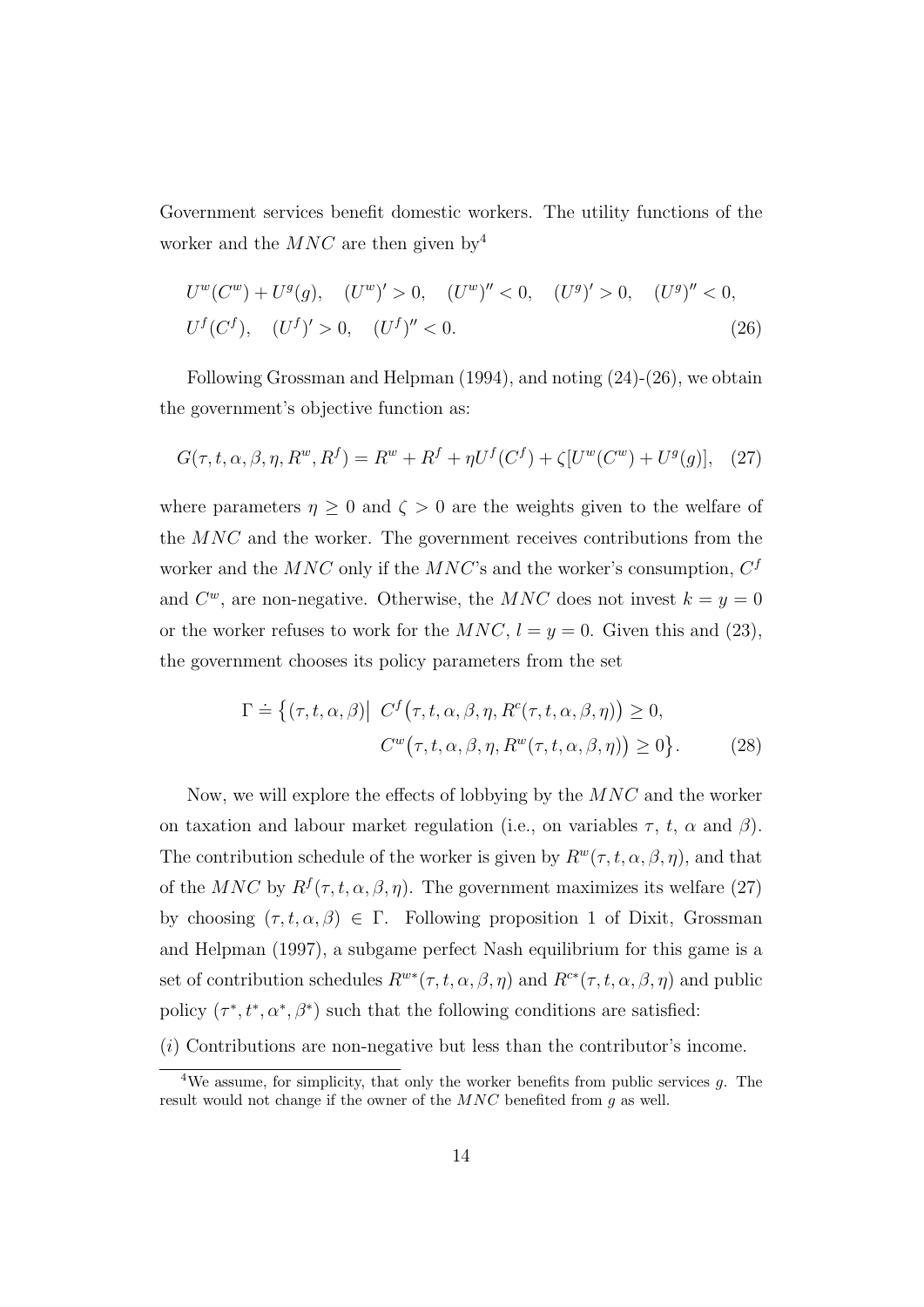Government services benefit domestic workers. The utility functions of the worker and the $MNC$ are then given by[4]

$$
\begin{aligned}
&U^w(C^w) + U^g(g), \quad (U^w)' > 0, \quad (U^w)'' < 0, \quad (U^g)' > 0, \quad (U^g)'' < 0, \\
&U^f(C^f), \quad (U^f)' > 0, \quad (U^f)'' < 0.
\end{aligned} \tag{26}
$$

Following Grossman and Helpman (1994), and noting (24)-(26), we obtain the government's objective function as:

$$
G(\tau, t, \alpha, \beta, \eta, R^w, R^f) = R^w + R^f + \eta U^f(C^f) + \zeta[U^w(C^w) + U^g(g)], \tag{27}
$$

where parameters $\eta \geq 0$ and $\zeta > 0$ are the weights given to the welfare of the $MNC$ and the worker. The government receives contributions from the worker and the $MNC$ only if the $MNC$'s and the worker's consumption, $C^f$ and $C^w$, are non-negative. Otherwise, the $MNC$ does not invest $k = y = 0$ or the worker refuses to work for the $MNC$, $l = y = 0$. Given this and (23), the government chooses its policy parameters from the set

$$
\begin{aligned}
\Gamma \doteq \big\{(\tau, t, \alpha, \beta) \big| \; & C^f\big(\tau, t, \alpha, \beta, \eta, R^c(\tau, t, \alpha, \beta, \eta)\big) \geq 0, \\
& C^w\big(\tau, t, \alpha, \beta, \eta, R^w(\tau, t, \alpha, \beta, \eta)\big) \geq 0\big\}.
\end{aligned} \tag{28}
$$

Now, we will explore the effects of lobbying by the $MNC$ and the worker on taxation and labour market regulation (i.e., on variables $\tau$, $t$, $\alpha$ and $\beta$). The contribution schedule of the worker is given by $R^w(\tau, t, \alpha, \beta, \eta)$, and that of the $MNC$ by $R^f(\tau, t, \alpha, \beta, \eta)$. The government maximizes its welfare (27) by choosing $(\tau, t, \alpha, \beta) \in \Gamma$. Following proposition 1 of Dixit, Grossman and Helpman (1997), a subgame perfect Nash equilibrium for this game is a set of contribution schedules $R^{w*}(\tau, t, \alpha, \beta, \eta)$ and $R^{c*}(\tau, t, \alpha, \beta, \eta)$ and public policy $(\tau^*, t^*, \alpha^*, \beta^*)$ such that the following conditions are satisfied:

$(i)$ Contributions are non-negative but less than the contributor's income.

[4] We assume, for simplicity, that only the worker benefits from public services $g$. The result would not change if the owner of the $MNC$ benefited from $g$ as well.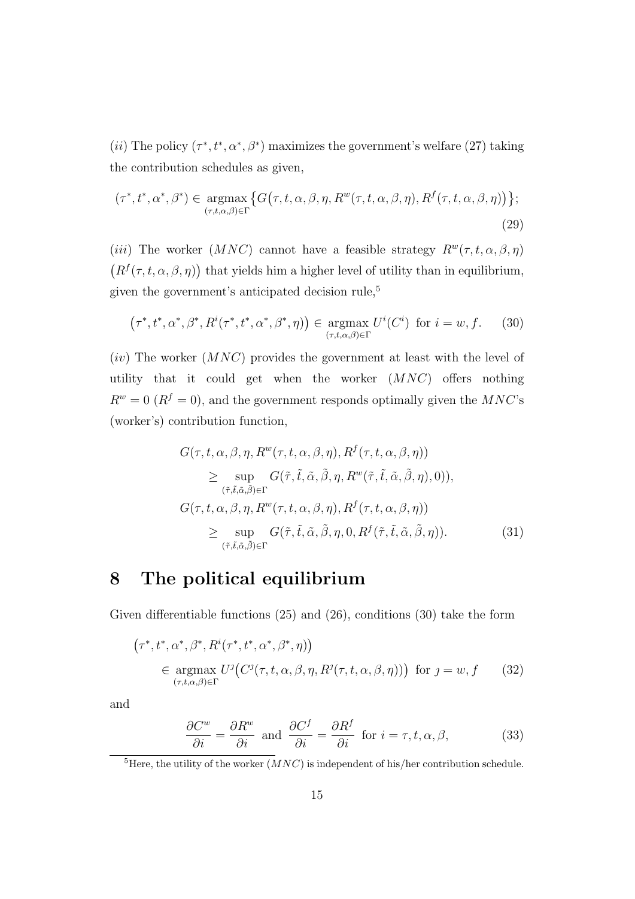$(ii)$ The policy $(\tau^*, t^*, \alpha^*, \beta^*)$ maximizes the government's welfare (27) taking the contribution schedules as given,

$$(\tau^*, t^*, \alpha^*, \beta^*) \in \underset{(\tau,t,\alpha,\beta)\in\Gamma}{\operatorname{argmax}} \left\{G\big(\tau, t, \alpha, \beta, \eta, R^w(\tau, t, \alpha, \beta, \eta), R^f(\tau, t, \alpha, \beta, \eta)\big)\right\}; \tag{29}$$

$(iii)$ The worker $(MNC)$ cannot have a feasible strategy $R^w(\tau, t, \alpha, \beta, \eta)$ $\big(R^f(\tau, t, \alpha, \beta, \eta)\big)$ that yields him a higher level of utility than in equilibrium, given the government's anticipated decision rule,[5]

$$\big(\tau^*, t^*, \alpha^*, \beta^*, R^i(\tau^*, t^*, \alpha^*, \beta^*, \eta)\big) \in \underset{(\tau,t,\alpha,\beta)\in\Gamma}{\operatorname{argmax}}\, U^i(C^i) \text{ for } i = w, f. \tag{30}$$

$(iv)$ The worker $(MNC)$ provides the government at least with the level of utility that it could get when the worker $(MNC)$ offers nothing $R^w = 0$ $(R^f = 0)$, and the government responds optimally given the $MNC$'s (worker's) contribution function,

$$\begin{aligned}
&G(\tau, t, \alpha, \beta, \eta, R^w(\tau, t, \alpha, \beta, \eta), R^f(\tau, t, \alpha, \beta, \eta)) \\
&\qquad \geq \sup_{(\tilde{\tau},\tilde{t},\tilde{\alpha},\tilde{\beta})\in\Gamma} G(\tilde{\tau}, \tilde{t}, \tilde{\alpha}, \tilde{\beta}, \eta, R^w(\tilde{\tau}, \tilde{t}, \tilde{\alpha}, \tilde{\beta}, \eta), 0)), \\
&G(\tau, t, \alpha, \beta, \eta, R^w(\tau, t, \alpha, \beta, \eta), R^f(\tau, t, \alpha, \beta, \eta)) \\
&\qquad \geq \sup_{(\tilde{\tau},\tilde{t},\tilde{\alpha},\tilde{\beta})\in\Gamma} G(\tilde{\tau}, \tilde{t}, \tilde{\alpha}, \tilde{\beta}, \eta, 0, R^f(\tilde{\tau}, \tilde{t}, \tilde{\alpha}, \tilde{\beta}, \eta)).
\end{aligned} \tag{31}$$

# 8 The political equilibrium

Given differentiable functions (25) and (26), conditions (30) take the form

$$\begin{aligned}
&\big(\tau^*, t^*, \alpha^*, \beta^*, R^i(\tau^*, t^*, \alpha^*, \beta^*, \eta)\big) \\
&\qquad \in \underset{(\tau,t,\alpha,\beta)\in\Gamma}{\operatorname{argmax}}\, U^\jmath\big(C^\jmath(\tau, t, \alpha, \beta, \eta, R^\jmath(\tau, t, \alpha, \beta, \eta))\big) \text{ for } \jmath = w, f
\end{aligned} \tag{32}$$

and

$$\frac{\partial C^w}{\partial i} = \frac{\partial R^w}{\partial i} \text{ and } \frac{\partial C^f}{\partial i} = \frac{\partial R^f}{\partial i} \text{ for } i = \tau, t, \alpha, \beta, \tag{33}$$

[5] Here, the utility of the worker $(MNC)$ is independent of his/her contribution schedule.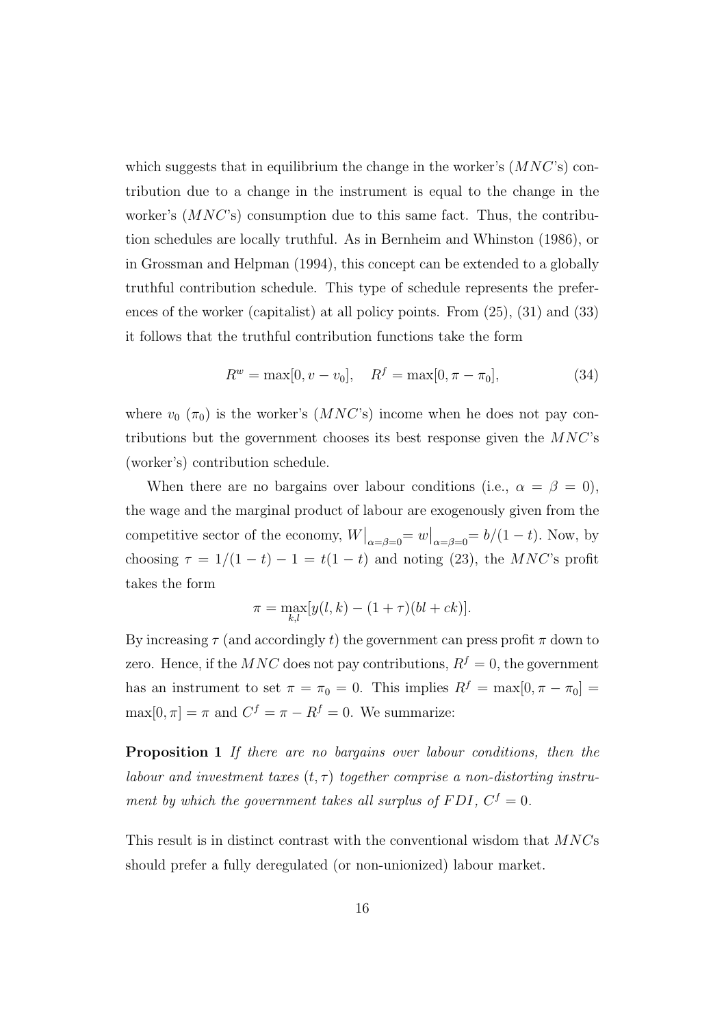which suggests that in equilibrium the change in the worker's ($MNC$'s) contribution due to a change in the instrument is equal to the change in the worker's ($MNC$'s) consumption due to this same fact. Thus, the contribution schedules are locally truthful. As in Bernheim and Whinston (1986), or in Grossman and Helpman (1994), this concept can be extended to a globally truthful contribution schedule. This type of schedule represents the preferences of the worker (capitalist) at all policy points. From (25), (31) and (33) it follows that the truthful contribution functions take the form

$$R^w = \max[0, v - v_0], \quad R^f = \max[0, \pi - \pi_0], \tag{34}$$

where $v_0$ ($\pi_0$) is the worker's ($MNC$'s) income when he does not pay contributions but the government chooses its best response given the $MNC$'s (worker's) contribution schedule.

When there are no bargains over labour conditions (i.e., $\alpha = \beta = 0$), the wage and the marginal product of labour are exogenously given from the competitive sector of the economy, $W\big|_{\alpha=\beta=0} = w\big|_{\alpha=\beta=0} = b/(1-t)$. Now, by choosing $\tau = 1/(1-t) - 1 = t(1-t)$ and noting (23), the $MNC$'s profit takes the form

$$\pi = \max_{k,l}[y(l,k) - (1+\tau)(bl + ck)].$$

By increasing $\tau$ (and accordingly $t$) the government can press profit $\pi$ down to zero. Hence, if the $MNC$ does not pay contributions, $R^f = 0$, the government has an instrument to set $\pi = \pi_0 = 0$. This implies $R^f = \max[0, \pi - \pi_0] = \max[0, \pi] = \pi$ and $C^f = \pi - R^f = 0$. We summarize:

**Proposition 1** *If there are no bargains over labour conditions, then the labour and investment taxes $(t, \tau)$ together comprise a non-distorting instrument by which the government takes all surplus of $FDI$, $C^f = 0$.*

This result is in distinct contrast with the conventional wisdom that $MNC$s should prefer a fully deregulated (or non-unionized) labour market.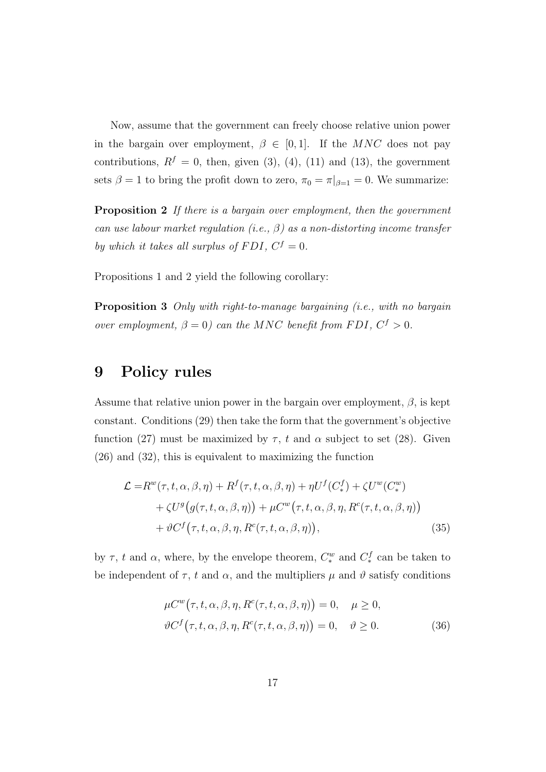Now, assume that the government can freely choose relative union power in the bargain over employment, $\beta \in [0, 1]$. If the $MNC$ does not pay contributions, $R^f = 0$, then, given (3), (4), (11) and (13), the government sets $\beta = 1$ to bring the profit down to zero, $\pi_0 = \pi|_{\beta=1} = 0$. We summarize:

**Proposition 2** *If there is a bargain over employment, then the government can use labour market regulation (i.e., $\beta$) as a non-distorting income transfer by which it takes all surplus of $FDI$, $C^f = 0$.*

Propositions 1 and 2 yield the following corollary:

**Proposition 3** *Only with right-to-manage bargaining (i.e., with no bargain over employment, $\beta = 0$) can the $MNC$ benefit from $FDI$, $C^f > 0$.*

# 9 Policy rules

Assume that relative union power in the bargain over employment, $\beta$, is kept constant. Conditions (29) then take the form that the government's objective function (27) must be maximized by $\tau$, $t$ and $\alpha$ subject to set (28). Given (26) and (32), this is equivalent to maximizing the function

$$
\begin{aligned}
\mathcal{L} =& R^w(\tau, t, \alpha, \beta, \eta) + R^f(\tau, t, \alpha, \beta, \eta) + \eta U^f(C^f_*) + \zeta U^w(C^w_*) \\
&+ \zeta U^g\big(g(\tau, t, \alpha, \beta, \eta)\big) + \mu C^w\big(\tau, t, \alpha, \beta, \eta, R^c(\tau, t, \alpha, \beta, \eta)\big) \\
&+ \vartheta C^f\big(\tau, t, \alpha, \beta, \eta, R^c(\tau, t, \alpha, \beta, \eta)\big),
\end{aligned} \tag{35}
$$

by $\tau$, $t$ and $\alpha$, where, by the envelope theorem, $C^w_*$ and $C^f_*$ can be taken to be independent of $\tau$, $t$ and $\alpha$, and the multipliers $\mu$ and $\vartheta$ satisfy conditions

$$
\begin{aligned}
&\mu C^w\big(\tau, t, \alpha, \beta, \eta, R^c(\tau, t, \alpha, \beta, \eta)\big) = 0, \quad \mu \geq 0, \\
&\vartheta C^f\big(\tau, t, \alpha, \beta, \eta, R^c(\tau, t, \alpha, \beta, \eta)\big) = 0, \quad \vartheta \geq 0.
\end{aligned} \tag{36}
$$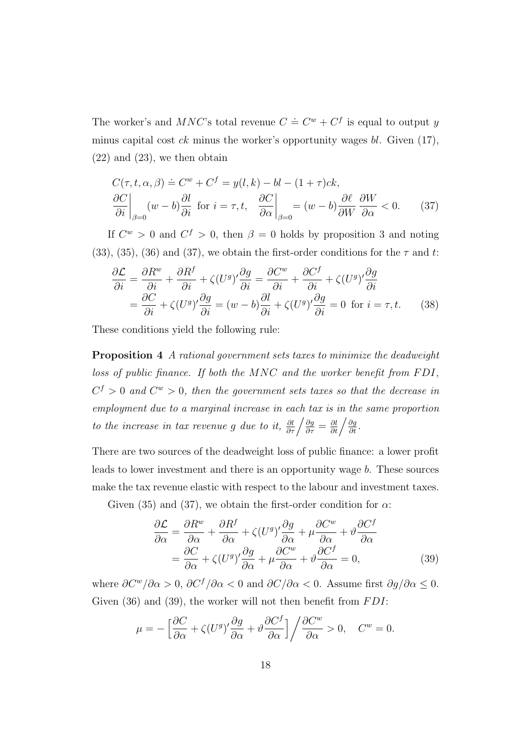The worker's and $MNC$'s total revenue $C \doteq C^w + C^f$ is equal to output $y$ minus capital cost $ck$ minus the worker's opportunity wages $bl$. Given (17), (22) and (23), we then obtain

$$C(\tau, t, \alpha, \beta) \doteq C^w + C^f = y(l,k) - bl - (1+\tau)ck,$$
$$\left.\frac{\partial C}{\partial i}\right|_{\beta=0} (w-b)\frac{\partial l}{\partial i} \text{ for } i = \tau, t, \quad \left.\frac{\partial C}{\partial \alpha}\right|_{\beta=0} = (w-b)\frac{\partial \ell}{\partial W}\frac{\partial W}{\partial \alpha} < 0. \tag{37}$$

If $C^w > 0$ and $C^f > 0$, then $\beta = 0$ holds by proposition 3 and noting (33), (35), (36) and (37), we obtain the first-order conditions for the $\tau$ and $t$:

$$\begin{aligned}
\frac{\partial \mathcal{L}}{\partial i} &= \frac{\partial R^w}{\partial i} + \frac{\partial R^f}{\partial i} + \zeta(U^g)'\frac{\partial g}{\partial i} = \frac{\partial C^w}{\partial i} + \frac{\partial C^f}{\partial i} + \zeta(U^g)'\frac{\partial g}{\partial i} \\
&= \frac{\partial C}{\partial i} + \zeta(U^g)'\frac{\partial g}{\partial i} = (w-b)\frac{\partial l}{\partial i} + \zeta(U^g)'\frac{\partial g}{\partial i} = 0 \text{ for } i = \tau, t.
\end{aligned} \tag{38}$$

These conditions yield the following rule:

**Proposition 4** *A rational government sets taxes to minimize the deadweight loss of public finance. If both the $MNC$ and the worker benefit from $FDI$, $C^f > 0$ and $C^w > 0$, then the government sets taxes so that the decrease in employment due to a marginal increase in each tax is in the same proportion to the increase in tax revenue $g$ due to it, $\frac{\partial l}{\partial \tau}\Big/\frac{\partial g}{\partial \tau} = \frac{\partial l}{\partial t}\Big/\frac{\partial g}{\partial t}$.*

There are two sources of the deadweight loss of public finance: a lower profit leads to lower investment and there is an opportunity wage $b$. These sources make the tax revenue elastic with respect to the labour and investment taxes.

Given (35) and (37), we obtain the first-order condition for $\alpha$:

$$\begin{aligned}
\frac{\partial \mathcal{L}}{\partial \alpha} &= \frac{\partial R^w}{\partial \alpha} + \frac{\partial R^f}{\partial \alpha} + \zeta(U^g)'\frac{\partial g}{\partial \alpha} + \mu\frac{\partial C^w}{\partial \alpha} + \vartheta\frac{\partial C^f}{\partial \alpha} \\
&= \frac{\partial C}{\partial \alpha} + \zeta(U^g)'\frac{\partial g}{\partial \alpha} + \mu\frac{\partial C^w}{\partial \alpha} + \vartheta\frac{\partial C^f}{\partial \alpha} = 0,
\end{aligned} \tag{39}$$

where $\partial C^w/\partial \alpha > 0$, $\partial C^f/\partial \alpha < 0$ and $\partial C/\partial \alpha < 0$. Assume first $\partial g/\partial \alpha \leq 0$. Given (36) and (39), the worker will not then benefit from $FDI$:

$$\mu = -\Big[\frac{\partial C}{\partial \alpha} + \zeta(U^g)'\frac{\partial g}{\partial \alpha} + \vartheta\frac{\partial C^f}{\partial \alpha}\Big]\Big/\frac{\partial C^w}{\partial \alpha} > 0, \quad C^w = 0.$$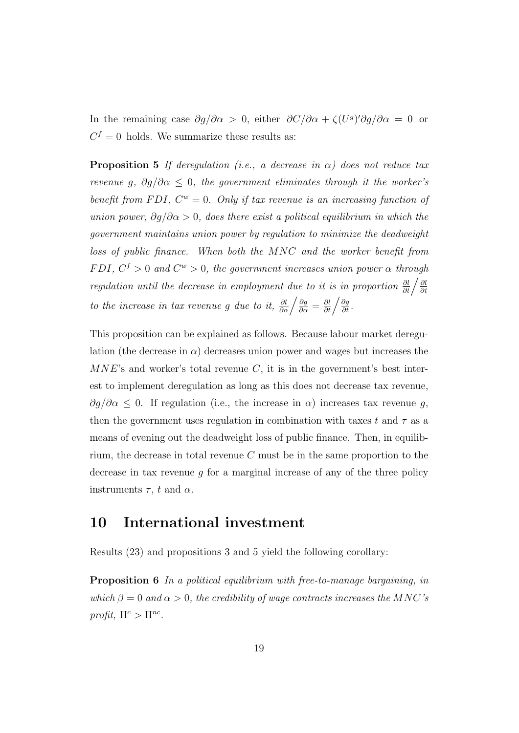In the remaining case $\partial g/\partial \alpha > 0$, either $\partial C/\partial \alpha + \zeta (U^g)' \partial g/\partial \alpha = 0$ or $C^f = 0$ holds. We summarize these results as:

**Proposition 5** *If deregulation (i.e., a decrease in $\alpha$) does not reduce tax revenue $g$, $\partial g/\partial \alpha \leq 0$, the government eliminates through it the worker's benefit from FDI, $C^w = 0$. Only if tax revenue is an increasing function of union power, $\partial g/\partial \alpha > 0$, does there exist a political equilibrium in which the government maintains union power by regulation to minimize the deadweight loss of public finance. When both the MNC and the worker benefit from FDI, $C^f > 0$ and $C^w > 0$, the government increases union power $\alpha$ through regulation until the decrease in employment due to it is in proportion $\frac{\partial l}{\partial t} \Big/ \frac{\partial l}{\partial t}$ to the increase in tax revenue $g$ due to it, $\frac{\partial l}{\partial \alpha} \Big/ \frac{\partial g}{\partial \alpha} = \frac{\partial l}{\partial t} \Big/ \frac{\partial g}{\partial t}$.*

This proposition can be explained as follows. Because labour market deregulation (the decrease in $\alpha$) decreases union power and wages but increases the $MNE$'s and worker's total revenue $C$, it is in the government's best interest to implement deregulation as long as this does not decrease tax revenue, $\partial g/\partial \alpha \leq 0$. If regulation (i.e., the increase in $\alpha$) increases tax revenue $g$, then the government uses regulation in combination with taxes $t$ and $\tau$ as a means of evening out the deadweight loss of public finance. Then, in equilibrium, the decrease in total revenue $C$ must be in the same proportion to the decrease in tax revenue $g$ for a marginal increase of any of the three policy instruments $\tau$, $t$ and $\alpha$.

# 10 International investment

Results (23) and propositions 3 and 5 yield the following corollary:

**Proposition 6** *In a political equilibrium with free-to-manage bargaining, in which $\beta = 0$ and $\alpha > 0$, the credibility of wage contracts increases the MNC's profit, $\Pi^c > \Pi^{nc}$.*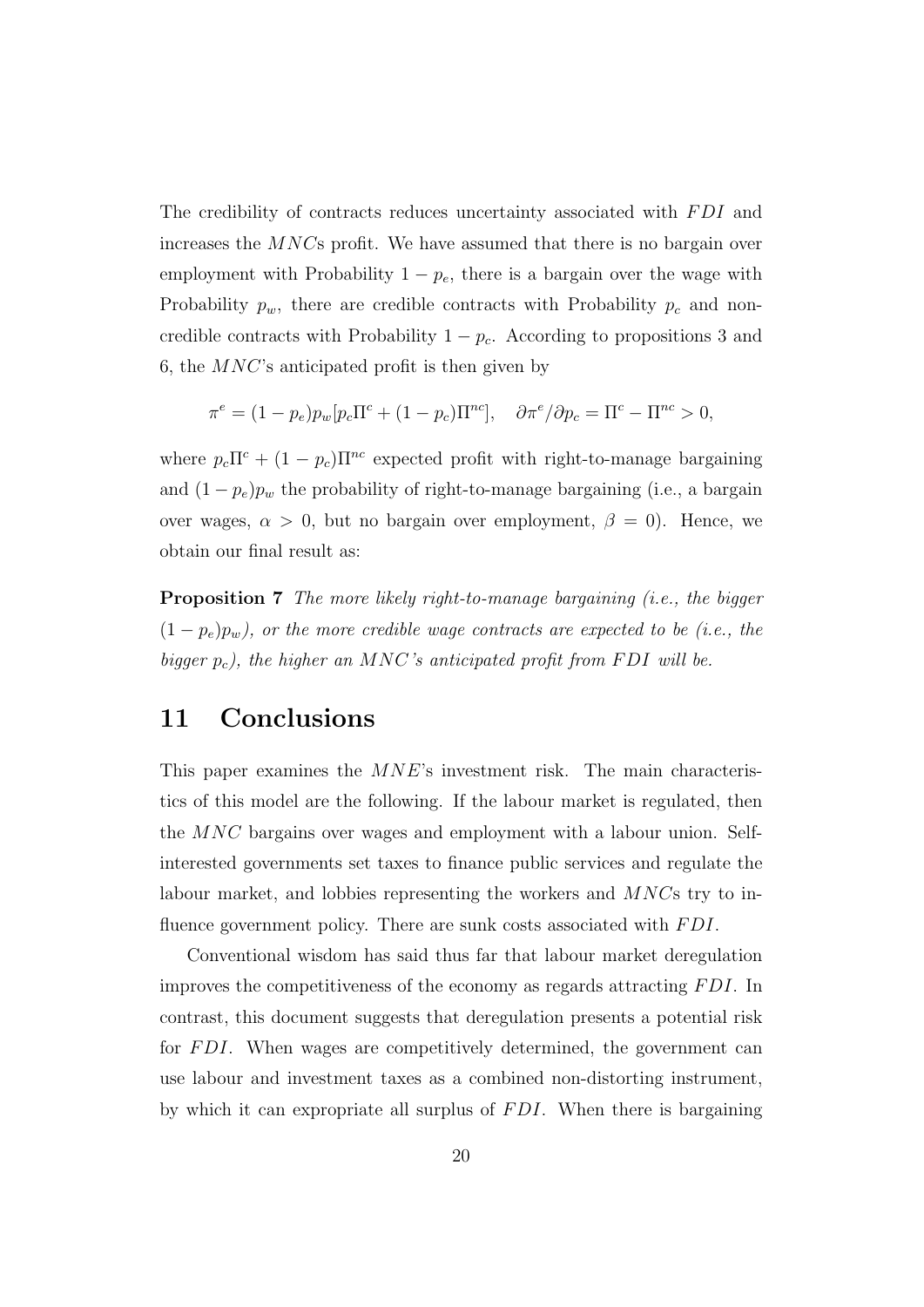The credibility of contracts reduces uncertainty associated with $FDI$ and increases the $MNC$s profit. We have assumed that there is no bargain over employment with Probability $1 - p_e$, there is a bargain over the wage with Probability $p_w$, there are credible contracts with Probability $p_c$ and non-credible contracts with Probability $1 - p_c$. According to propositions 3 and 6, the $MNC$'s anticipated profit is then given by

$$\pi^e = (1 - p_e)p_w[p_c\Pi^c + (1 - p_c)\Pi^{nc}], \quad \partial\pi^e/\partial p_c = \Pi^c - \Pi^{nc} > 0,$$

where $p_c\Pi^c + (1 - p_c)\Pi^{nc}$ expected profit with right-to-manage bargaining and $(1 - p_e)p_w$ the probability of right-to-manage bargaining (i.e., a bargain over wages, $\alpha > 0$, but no bargain over employment, $\beta = 0$). Hence, we obtain our final result as:

**Proposition 7** *The more likely right-to-manage bargaining (i.e., the bigger $(1 - p_e)p_w$), or the more credible wage contracts are expected to be (i.e., the bigger $p_c$), the higher an $MNC$'s anticipated profit from $FDI$ will be.*

# 11 Conclusions

This paper examines the $MNE$'s investment risk. The main characteristics of this model are the following. If the labour market is regulated, then the $MNC$ bargains over wages and employment with a labour union. Self-interested governments set taxes to finance public services and regulate the labour market, and lobbies representing the workers and $MNC$s try to influence government policy. There are sunk costs associated with $FDI$.

Conventional wisdom has said thus far that labour market deregulation improves the competitiveness of the economy as regards attracting $FDI$. In contrast, this document suggests that deregulation presents a potential risk for $FDI$. When wages are competitively determined, the government can use labour and investment taxes as a combined non-distorting instrument, by which it can expropriate all surplus of $FDI$. When there is bargaining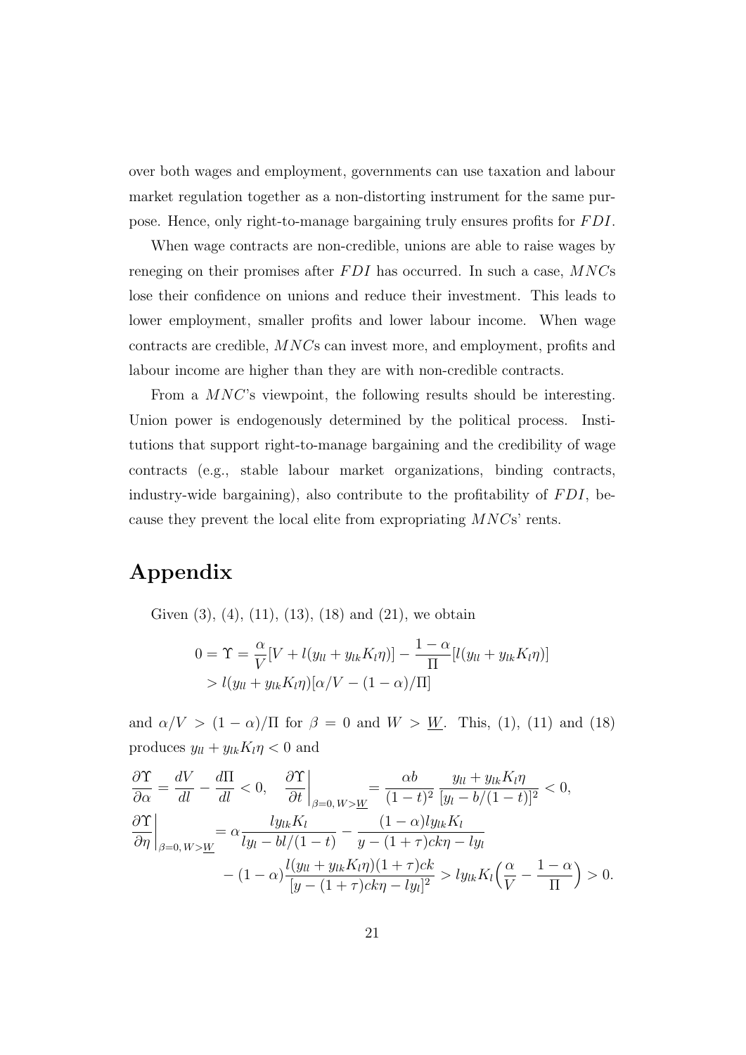over both wages and employment, governments can use taxation and labour market regulation together as a non-distorting instrument for the same purpose. Hence, only right-to-manage bargaining truly ensures profits for $FDI$.

When wage contracts are non-credible, unions are able to raise wages by reneging on their promises after $FDI$ has occurred. In such a case, $MNC$s lose their confidence on unions and reduce their investment. This leads to lower employment, smaller profits and lower labour income. When wage contracts are credible, $MNC$s can invest more, and employment, profits and labour income are higher than they are with non-credible contracts.

From a $MNC$'s viewpoint, the following results should be interesting. Union power is endogenously determined by the political process. Institutions that support right-to-manage bargaining and the credibility of wage contracts (e.g., stable labour market organizations, binding contracts, industry-wide bargaining), also contribute to the profitability of $FDI$, because they prevent the local elite from expropriating $MNC$s' rents.

# Appendix

Given (3), (4), (11), (13), (18) and (21), we obtain

$$0 = \Upsilon = \frac{\alpha}{V}[V + l(y_{ll} + y_{lk}K_l\eta)] - \frac{1-\alpha}{\Pi}[l(y_{ll} + y_{lk}K_l\eta)]$$
$$> l(y_{ll} + y_{lk}K_l\eta)[\alpha/V - (1-\alpha)/\Pi]$$

and $\alpha/V > (1-\alpha)/\Pi$ for $\beta = 0$ and $W > \underline{W}$. This, (1), (11) and (18) produces $y_{ll} + y_{lk}K_l\eta < 0$ and

$$\frac{\partial \Upsilon}{\partial \alpha} = \frac{dV}{dl} - \frac{d\Pi}{dl} < 0, \quad \frac{\partial \Upsilon}{\partial t}\bigg|_{\beta=0,\, W>\underline{W}} = \frac{\alpha b}{(1-t)^2}\,\frac{y_{ll} + y_{lk}K_l\eta}{[y_l - b/(1-t)]^2} < 0,$$

$$\frac{\partial \Upsilon}{\partial \eta}\bigg|_{\beta=0,\, W>\underline{W}} = \alpha\frac{l y_{lk}K_l}{l y_l - bl/(1-t)} - \frac{(1-\alpha)l y_{lk}K_l}{y - (1+\tau)ck\eta - l y_l}$$
$$- (1-\alpha)\frac{l(y_{ll} + y_{lk}K_l\eta)(1+\tau)ck}{[y - (1+\tau)ck\eta - l y_l]^2} > l y_{lk}K_l\Big(\frac{\alpha}{V} - \frac{1-\alpha}{\Pi}\Big) > 0.$$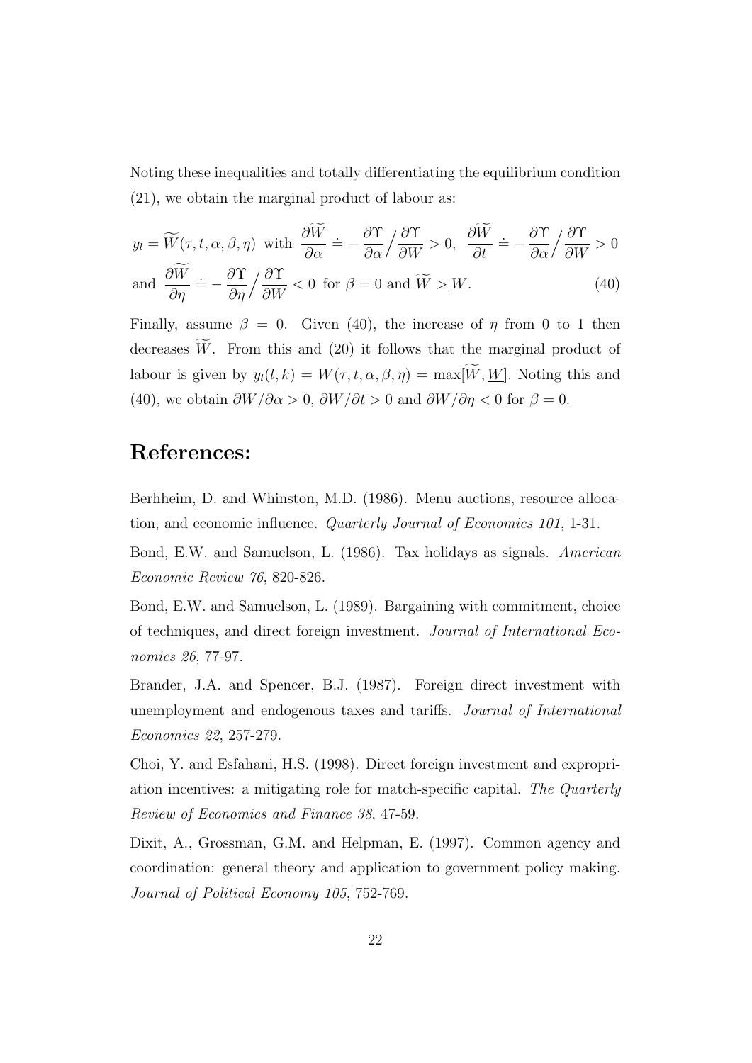Noting these inequalities and totally differentiating the equilibrium condition (21), we obtain the marginal product of labour as:

$$
\begin{aligned}
y_l = \widetilde{W}(\tau, t, \alpha, \beta, \eta) \text{ with } \frac{\partial \widetilde{W}}{\partial \alpha} &\doteq -\frac{\partial \Upsilon}{\partial \alpha} \Big/ \frac{\partial \Upsilon}{\partial W} > 0, \ \ \frac{\partial \widetilde{W}}{\partial t} \doteq -\frac{\partial \Upsilon}{\partial \alpha} \Big/ \frac{\partial \Upsilon}{\partial W} > 0 \\
\text{and } \frac{\partial \widetilde{W}}{\partial \eta} &\doteq -\frac{\partial \Upsilon}{\partial \eta} \Big/ \frac{\partial \Upsilon}{\partial W} < 0 \text{ for } \beta = 0 \text{ and } \widetilde{W} > \underline{W}.
\end{aligned} \tag{40}
$$

Finally, assume $\beta = 0$. Given (40), the increase of $\eta$ from 0 to 1 then decreases $\widetilde{W}$. From this and (20) it follows that the marginal product of labour is given by $y_l(l, k) = W(\tau, t, \alpha, \beta, \eta) = \max[\widetilde{W}, \underline{W}]$. Noting this and (40), we obtain $\partial W/\partial \alpha > 0$, $\partial W/\partial t > 0$ and $\partial W/\partial \eta < 0$ for $\beta = 0$.

# References:

Berhheim, D. and Whinston, M.D. (1986). Menu auctions, resource allocation, and economic influence. *Quarterly Journal of Economics 101*, 1-31.

Bond, E.W. and Samuelson, L. (1986). Tax holidays as signals. *American Economic Review 76*, 820-826.

Bond, E.W. and Samuelson, L. (1989). Bargaining with commitment, choice of techniques, and direct foreign investment. *Journal of International Economics 26*, 77-97.

Brander, J.A. and Spencer, B.J. (1987). Foreign direct investment with unemployment and endogenous taxes and tariffs. *Journal of International Economics 22*, 257-279.

Choi, Y. and Esfahani, H.S. (1998). Direct foreign investment and expropriation incentives: a mitigating role for match-specific capital. *The Quarterly Review of Economics and Finance 38*, 47-59.

Dixit, A., Grossman, G.M. and Helpman, E. (1997). Common agency and coordination: general theory and application to government policy making. *Journal of Political Economy 105*, 752-769.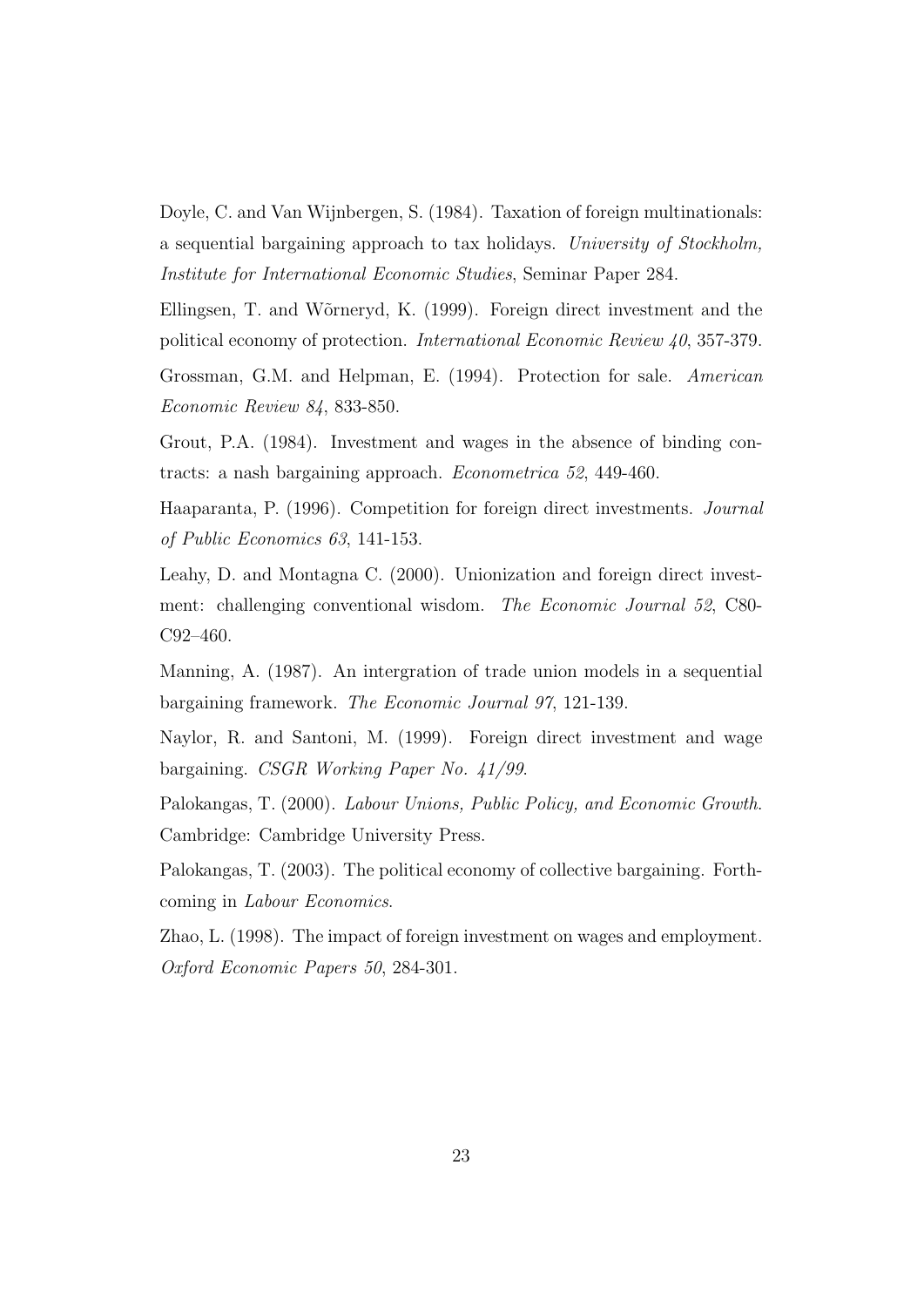Doyle, C. and Van Wijnbergen, S. (1984). Taxation of foreign multinationals: a sequential bargaining approach to tax holidays. *University of Stockholm, Institute for International Economic Studies*, Seminar Paper 284.

Ellingsen, T. and Wõrneryd, K. (1999). Foreign direct investment and the political economy of protection. *International Economic Review 40*, 357-379.

Grossman, G.M. and Helpman, E. (1994). Protection for sale. *American Economic Review 84*, 833-850.

Grout, P.A. (1984). Investment and wages in the absence of binding contracts: a nash bargaining approach. *Econometrica 52*, 449-460.

Haaparanta, P. (1996). Competition for foreign direct investments. *Journal of Public Economics 63*, 141-153.

Leahy, D. and Montagna C. (2000). Unionization and foreign direct investment: challenging conventional wisdom. *The Economic Journal 52*, C80-C92–460.

Manning, A. (1987). An intergration of trade union models in a sequential bargaining framework. *The Economic Journal 97*, 121-139.

Naylor, R. and Santoni, M. (1999). Foreign direct investment and wage bargaining. *CSGR Working Paper No. 41/99*.

Palokangas, T. (2000). *Labour Unions, Public Policy, and Economic Growth*. Cambridge: Cambridge University Press.

Palokangas, T. (2003). The political economy of collective bargaining. Forthcoming in *Labour Economics*.

Zhao, L. (1998). The impact of foreign investment on wages and employment. *Oxford Economic Papers 50*, 284-301.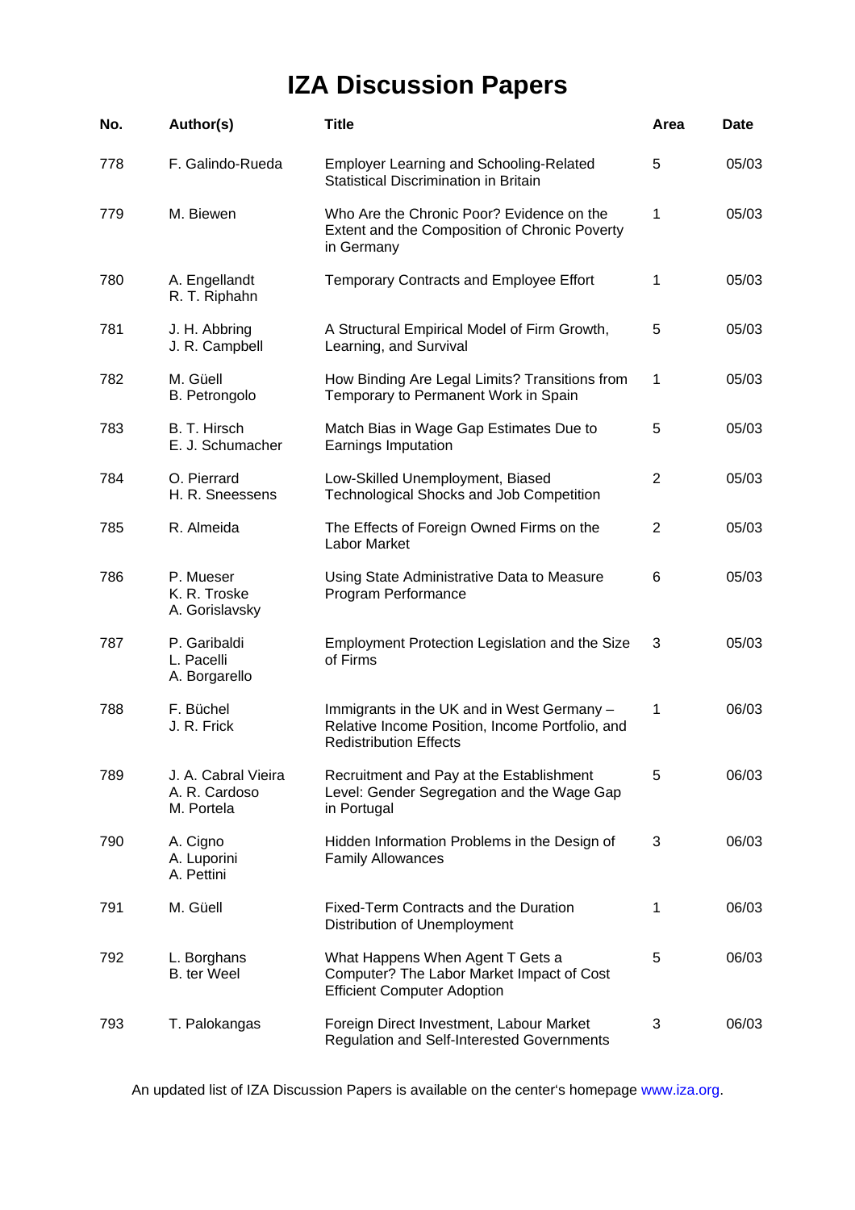# IZA Discussion Papers

| No. | Author(s) | Title | Area | Date |
|---|---|---|---|---|
| 778 | F. Galindo-Rueda | Employer Learning and Schooling-Related Statistical Discrimination in Britain | 5 | 05/03 |
| 779 | M. Biewen | Who Are the Chronic Poor? Evidence on the Extent and the Composition of Chronic Poverty in Germany | 1 | 05/03 |
| 780 | A. Engellandt<br>R. T. Riphahn | Temporary Contracts and Employee Effort | 1 | 05/03 |
| 781 | J. H. Abbring<br>J. R. Campbell | A Structural Empirical Model of Firm Growth, Learning, and Survival | 5 | 05/03 |
| 782 | M. Güell<br>B. Petrongolo | How Binding Are Legal Limits? Transitions from Temporary to Permanent Work in Spain | 1 | 05/03 |
| 783 | B. T. Hirsch<br>E. J. Schumacher | Match Bias in Wage Gap Estimates Due to Earnings Imputation | 5 | 05/03 |
| 784 | O. Pierrard<br>H. R. Sneessens | Low-Skilled Unemployment, Biased Technological Shocks and Job Competition | 2 | 05/03 |
| 785 | R. Almeida | The Effects of Foreign Owned Firms on the Labor Market | 2 | 05/03 |
| 786 | P. Mueser<br>K. R. Troske<br>A. Gorislavsky | Using State Administrative Data to Measure Program Performance | 6 | 05/03 |
| 787 | P. Garibaldi<br>L. Pacelli<br>A. Borgarello | Employment Protection Legislation and the Size of Firms | 3 | 05/03 |
| 788 | F. Büchel<br>J. R. Frick | Immigrants in the UK and in West Germany – Relative Income Position, Income Portfolio, and Redistribution Effects | 1 | 06/03 |
| 789 | J. A. Cabral Vieira<br>A. R. Cardoso<br>M. Portela | Recruitment and Pay at the Establishment Level: Gender Segregation and the Wage Gap in Portugal | 5 | 06/03 |
| 790 | A. Cigno<br>A. Luporini<br>A. Pettini | Hidden Information Problems in the Design of Family Allowances | 3 | 06/03 |
| 791 | M. Güell | Fixed-Term Contracts and the Duration Distribution of Unemployment | 1 | 06/03 |
| 792 | L. Borghans<br>B. ter Weel | What Happens When Agent T Gets a Computer? The Labor Market Impact of Cost Efficient Computer Adoption | 5 | 06/03 |
| 793 | T. Palokangas | Foreign Direct Investment, Labour Market Regulation and Self-Interested Governments | 3 | 06/03 |

An updated list of IZA Discussion Papers is available on the center's homepage www.iza.org.